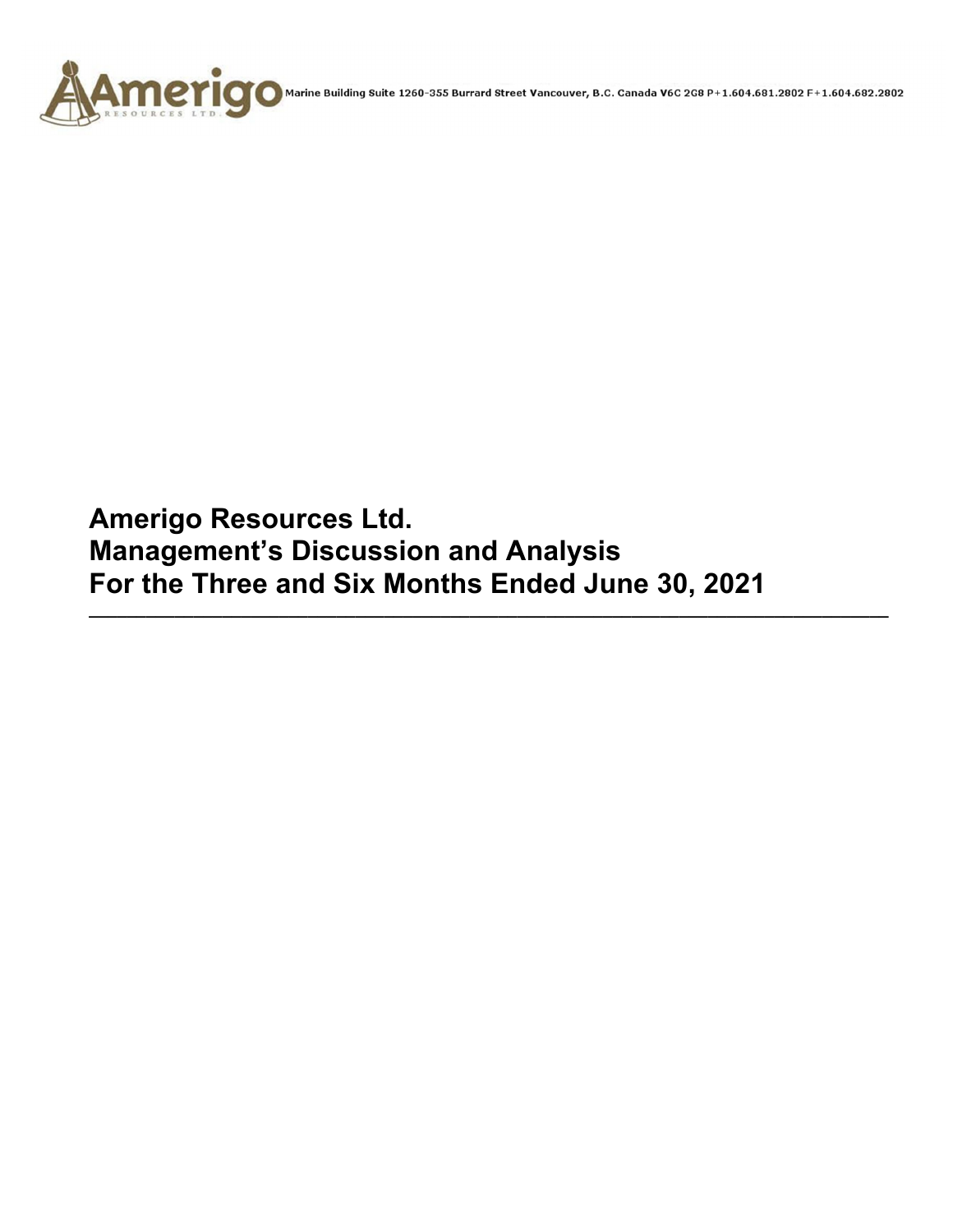Marine Building Suite 1260-355 Burrard Street Vancouver, B.C. Canada V6C 2G8 P+1.604.681.2802 F+1.604.682.2802

# Amerigo Resources Ltd.
# Management's Discussion and Analysis
# For the Three and Six Months Ended June 30, 2021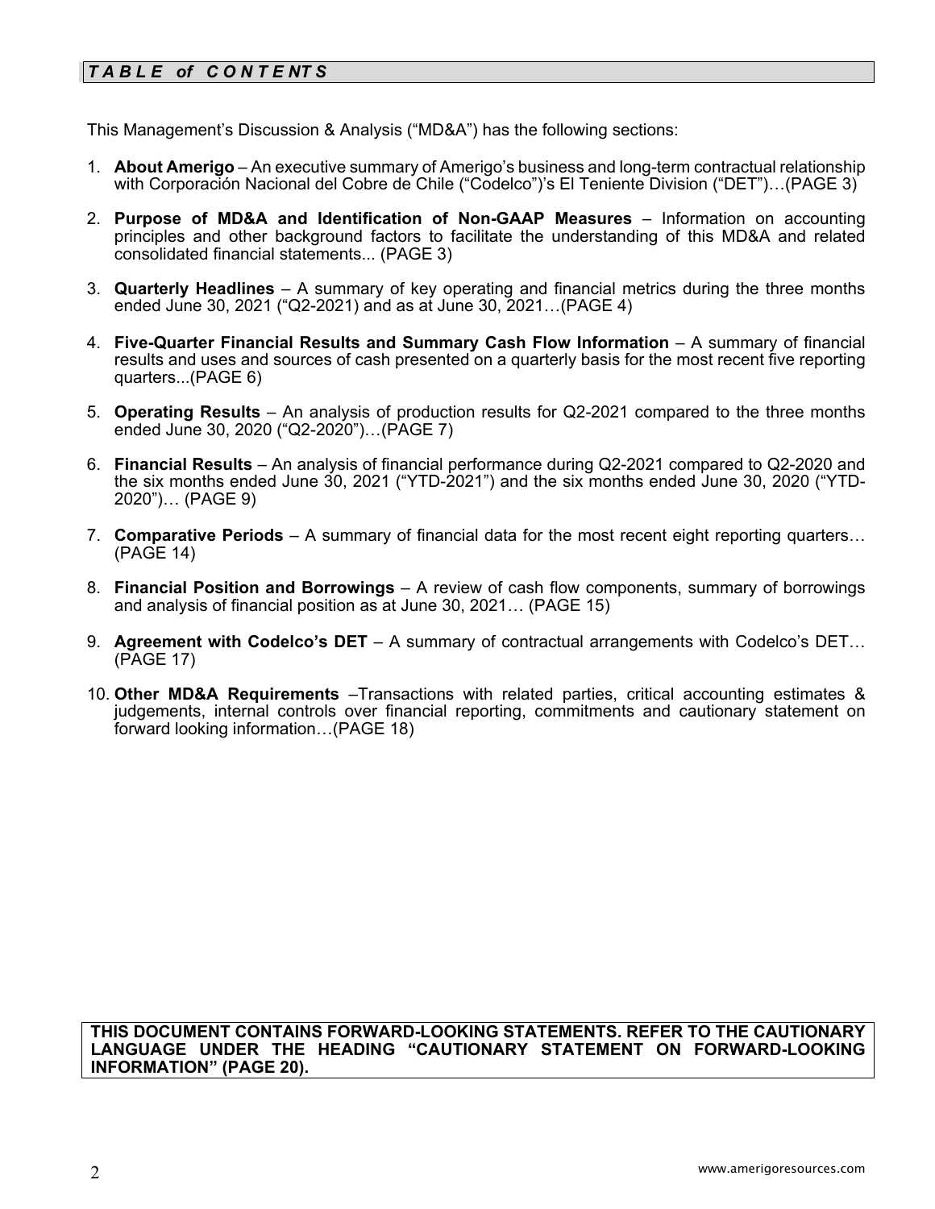## *TABLE of CONTENTS*

This Management's Discussion & Analysis ("MD&A") has the following sections:

1. **About Amerigo** – An executive summary of Amerigo's business and long-term contractual relationship with Corporación Nacional del Cobre de Chile ("Codelco")'s El Teniente Division ("DET")…(PAGE 3)

2. **Purpose of MD&A and Identification of Non-GAAP Measures** – Information on accounting principles and other background factors to facilitate the understanding of this MD&A and related consolidated financial statements... (PAGE 3)

3. **Quarterly Headlines** – A summary of key operating and financial metrics during the three months ended June 30, 2021 ("Q2-2021) and as at June 30, 2021…(PAGE 4)

4. **Five-Quarter Financial Results and Summary Cash Flow Information** – A summary of financial results and uses and sources of cash presented on a quarterly basis for the most recent five reporting quarters...(PAGE 6)

5. **Operating Results** – An analysis of production results for Q2-2021 compared to the three months ended June 30, 2020 ("Q2-2020")…(PAGE 7)

6. **Financial Results** – An analysis of financial performance during Q2-2021 compared to Q2-2020 and the six months ended June 30, 2021 ("YTD-2021") and the six months ended June 30, 2020 ("YTD-2020")… (PAGE 9)

7. **Comparative Periods** – A summary of financial data for the most recent eight reporting quarters… (PAGE 14)

8. **Financial Position and Borrowings** – A review of cash flow components, summary of borrowings and analysis of financial position as at June 30, 2021… (PAGE 15)

9. **Agreement with Codelco's DET** – A summary of contractual arrangements with Codelco's DET… (PAGE 17)

10. **Other MD&A Requirements** –Transactions with related parties, critical accounting estimates & judgements, internal controls over financial reporting, commitments and cautionary statement on forward looking information…(PAGE 18)

**THIS DOCUMENT CONTAINS FORWARD-LOOKING STATEMENTS. REFER TO THE CAUTIONARY LANGUAGE UNDER THE HEADING "CAUTIONARY STATEMENT ON FORWARD-LOOKING INFORMATION" (PAGE 20).**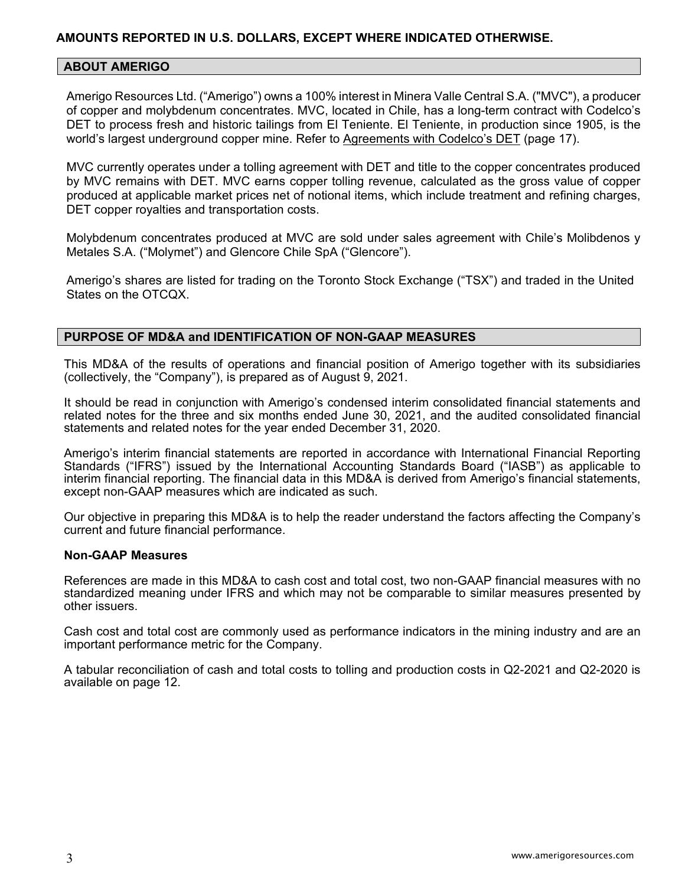**AMOUNTS REPORTED IN U.S. DOLLARS, EXCEPT WHERE INDICATED OTHERWISE.**

## ABOUT AMERIGO

Amerigo Resources Ltd. ("Amerigo") owns a 100% interest in Minera Valle Central S.A. ("MVC"), a producer of copper and molybdenum concentrates. MVC, located in Chile, has a long-term contract with Codelco's DET to process fresh and historic tailings from El Teniente. El Teniente, in production since 1905, is the world's largest underground copper mine. Refer to Agreements with Codelco's DET (page 17).

MVC currently operates under a tolling agreement with DET and title to the copper concentrates produced by MVC remains with DET. MVC earns copper tolling revenue, calculated as the gross value of copper produced at applicable market prices net of notional items, which include treatment and refining charges, DET copper royalties and transportation costs.

Molybdenum concentrates produced at MVC are sold under sales agreement with Chile's Molibdenos y Metales S.A. ("Molymet") and Glencore Chile SpA ("Glencore").

Amerigo's shares are listed for trading on the Toronto Stock Exchange ("TSX") and traded in the United States on the OTCQX.

## PURPOSE OF MD&A and IDENTIFICATION OF NON-GAAP MEASURES

This MD&A of the results of operations and financial position of Amerigo together with its subsidiaries (collectively, the "Company"), is prepared as of August 9, 2021.

It should be read in conjunction with Amerigo's condensed interim consolidated financial statements and related notes for the three and six months ended June 30, 2021, and the audited consolidated financial statements and related notes for the year ended December 31, 2020.

Amerigo's interim financial statements are reported in accordance with International Financial Reporting Standards ("IFRS") issued by the International Accounting Standards Board ("IASB") as applicable to interim financial reporting. The financial data in this MD&A is derived from Amerigo's financial statements, except non-GAAP measures which are indicated as such.

Our objective in preparing this MD&A is to help the reader understand the factors affecting the Company's current and future financial performance.

### Non-GAAP Measures

References are made in this MD&A to cash cost and total cost, two non-GAAP financial measures with no standardized meaning under IFRS and which may not be comparable to similar measures presented by other issuers.

Cash cost and total cost are commonly used as performance indicators in the mining industry and are an important performance metric for the Company.

A tabular reconciliation of cash and total costs to tolling and production costs in Q2-2021 and Q2-2020 is available on page 12.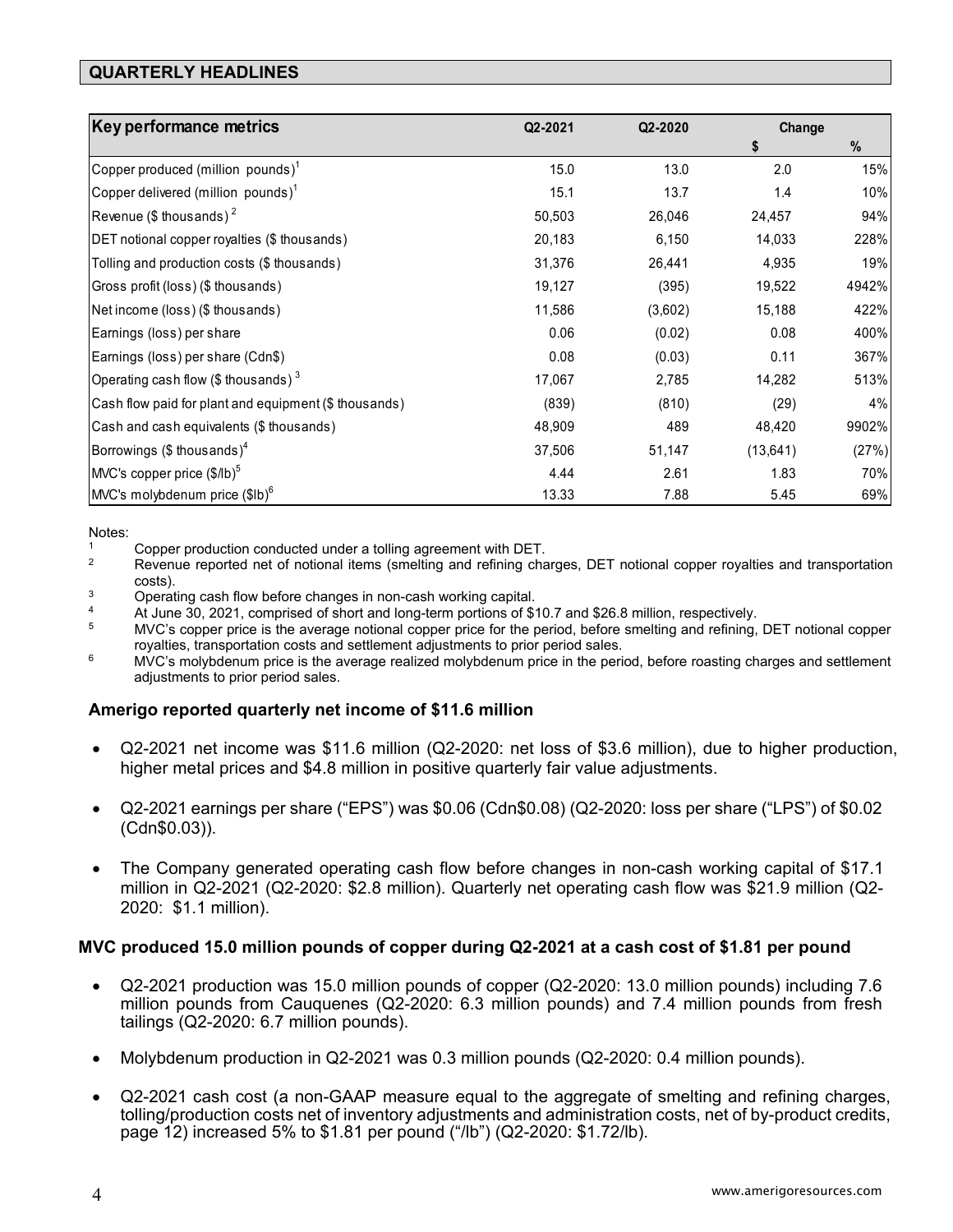## QUARTERLY HEADLINES

| Key performance metrics | Q2-2021 | Q2-2020 | Change | |
|---|---|---|---|---|
| | | | $ | % |
| Copper produced (million pounds)[1] | 15.0 | 13.0 | 2.0 | 15% |
| Copper delivered (million pounds)[1] | 15.1 | 13.7 | 1.4 | 10% |
| Revenue ($ thousands)[2] | 50,503 | 26,046 | 24,457 | 94% |
| DET notional copper royalties ($ thousands) | 20,183 | 6,150 | 14,033 | 228% |
| Tolling and production costs ($ thousands) | 31,376 | 26,441 | 4,935 | 19% |
| Gross profit (loss) ($ thousands) | 19,127 | (395) | 19,522 | 4942% |
| Net income (loss) ($ thousands) | 11,586 | (3,602) | 15,188 | 422% |
| Earnings (loss) per share | 0.06 | (0.02) | 0.08 | 400% |
| Earnings (loss) per share (Cdn$) | 0.08 | (0.03) | 0.11 | 367% |
| Operating cash flow ($ thousands)[3] | 17,067 | 2,785 | 14,282 | 513% |
| Cash flow paid for plant and equipment ($ thousands) | (839) | (810) | (29) | 4% |
| Cash and cash equivalents ($ thousands) | 48,909 | 489 | 48,420 | 9902% |
| Borrowings ($ thousands)[4] | 37,506 | 51,147 | (13,641) | (27%) |
| MVC's copper price ($/lb)[5] | 4.44 | 2.61 | 1.83 | 70% |
| MVC's molybdenum price ($lb)[6] | 13.33 | 7.88 | 5.45 | 69% |

Notes:

1. Copper production conducted under a tolling agreement with DET.
2. Revenue reported net of notional items (smelting and refining charges, DET notional copper royalties and transportation costs).
3. Operating cash flow before changes in non-cash working capital.
4. At June 30, 2021, comprised of short and long-term portions of $10.7 and $26.8 million, respectively.
5. MVC's copper price is the average notional copper price for the period, before smelting and refining, DET notional copper royalties, transportation costs and settlement adjustments to prior period sales.
6. MVC's molybdenum price is the average realized molybdenum price in the period, before roasting charges and settlement adjustments to prior period sales.

### Amerigo reported quarterly net income of $11.6 million

- Q2-2021 net income was $11.6 million (Q2-2020: net loss of $3.6 million), due to higher production, higher metal prices and $4.8 million in positive quarterly fair value adjustments.
- Q2-2021 earnings per share ("EPS") was $0.06 (Cdn$0.08) (Q2-2020: loss per share ("LPS") of $0.02 (Cdn$0.03)).
- The Company generated operating cash flow before changes in non-cash working capital of $17.1 million in Q2-2021 (Q2-2020: $2.8 million). Quarterly net operating cash flow was $21.9 million (Q2-2020: $1.1 million).

### MVC produced 15.0 million pounds of copper during Q2-2021 at a cash cost of $1.81 per pound

- Q2-2021 production was 15.0 million pounds of copper (Q2-2020: 13.0 million pounds) including 7.6 million pounds from Cauquenes (Q2-2020: 6.3 million pounds) and 7.4 million pounds from fresh tailings (Q2-2020: 6.7 million pounds).
- Molybdenum production in Q2-2021 was 0.3 million pounds (Q2-2020: 0.4 million pounds).
- Q2-2021 cash cost (a non-GAAP measure equal to the aggregate of smelting and refining charges, tolling/production costs net of inventory adjustments and administration costs, net of by-product credits, page 12) increased 5% to $1.81 per pound ("/lb") (Q2-2020: $1.72/lb).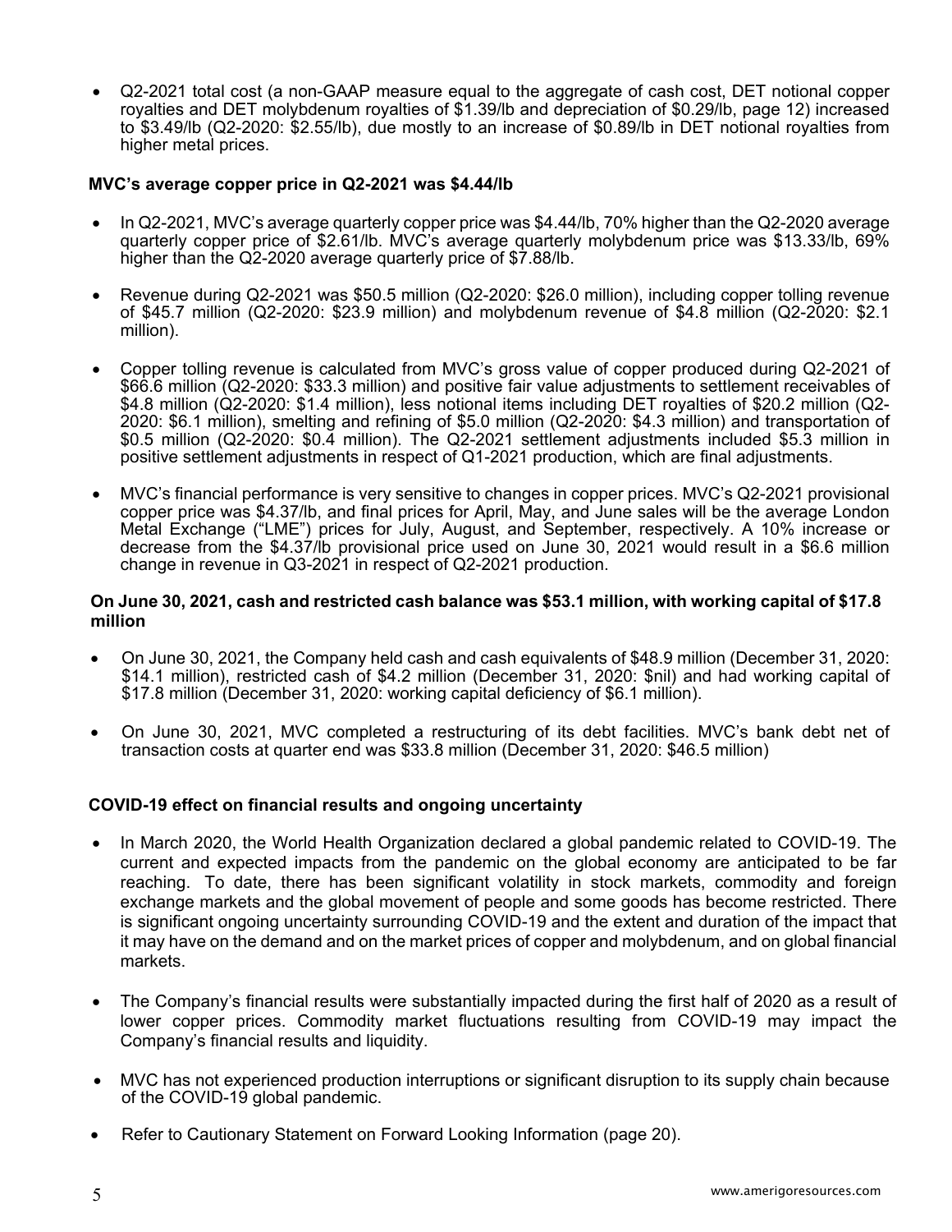- Q2-2021 total cost (a non-GAAP measure equal to the aggregate of cash cost, DET notional copper royalties and DET molybdenum royalties of $1.39/lb and depreciation of $0.29/lb, page 12) increased to $3.49/lb (Q2-2020: $2.55/lb), due mostly to an increase of $0.89/lb in DET notional royalties from higher metal prices.

**MVC's average copper price in Q2-2021 was $4.44/lb**

- In Q2-2021, MVC's average quarterly copper price was $4.44/lb, 70% higher than the Q2-2020 average quarterly copper price of $2.61/lb. MVC's average quarterly molybdenum price was $13.33/lb, 69% higher than the Q2-2020 average quarterly price of $7.88/lb.

- Revenue during Q2-2021 was $50.5 million (Q2-2020: $26.0 million), including copper tolling revenue of $45.7 million (Q2-2020: $23.9 million) and molybdenum revenue of $4.8 million (Q2-2020: $2.1 million).

- Copper tolling revenue is calculated from MVC's gross value of copper produced during Q2-2021 of $66.6 million (Q2-2020: $33.3 million) and positive fair value adjustments to settlement receivables of $4.8 million (Q2-2020: $1.4 million), less notional items including DET royalties of $20.2 million (Q2-2020: $6.1 million), smelting and refining of $5.0 million (Q2-2020: $4.3 million) and transportation of $0.5 million (Q2-2020: $0.4 million). The Q2-2021 settlement adjustments included $5.3 million in positive settlement adjustments in respect of Q1-2021 production, which are final adjustments.

- MVC's financial performance is very sensitive to changes in copper prices. MVC's Q2-2021 provisional copper price was $4.37/lb, and final prices for April, May, and June sales will be the average London Metal Exchange ("LME") prices for July, August, and September, respectively. A 10% increase or decrease from the $4.37/lb provisional price used on June 30, 2021 would result in a $6.6 million change in revenue in Q3-2021 in respect of Q2-2021 production.

**On June 30, 2021, cash and restricted cash balance was $53.1 million, with working capital of $17.8 million**

- On June 30, 2021, the Company held cash and cash equivalents of $48.9 million (December 31, 2020: $14.1 million), restricted cash of $4.2 million (December 31, 2020: $nil) and had working capital of $17.8 million (December 31, 2020: working capital deficiency of $6.1 million).

- On June 30, 2021, MVC completed a restructuring of its debt facilities. MVC's bank debt net of transaction costs at quarter end was $33.8 million (December 31, 2020: $46.5 million)

**COVID-19 effect on financial results and ongoing uncertainty**

- In March 2020, the World Health Organization declared a global pandemic related to COVID-19. The current and expected impacts from the pandemic on the global economy are anticipated to be far reaching. To date, there has been significant volatility in stock markets, commodity and foreign exchange markets and the global movement of people and some goods has become restricted. There is significant ongoing uncertainty surrounding COVID-19 and the extent and duration of the impact that it may have on the demand and on the market prices of copper and molybdenum, and on global financial markets.

- The Company's financial results were substantially impacted during the first half of 2020 as a result of lower copper prices. Commodity market fluctuations resulting from COVID-19 may impact the Company's financial results and liquidity.

- MVC has not experienced production interruptions or significant disruption to its supply chain because of the COVID-19 global pandemic.

- Refer to Cautionary Statement on Forward Looking Information (page 20).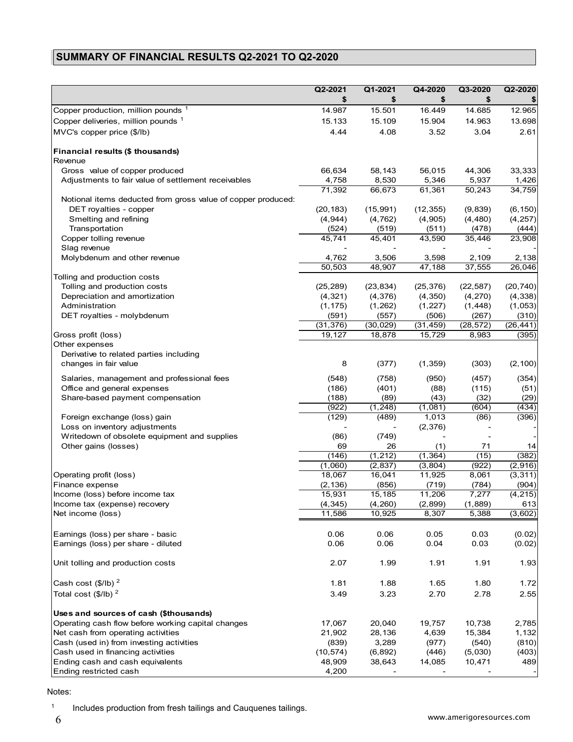## SUMMARY OF FINANCIAL RESULTS Q2-2021 TO Q2-2020

| | Q2-2021 | Q1-2021 | Q4-2020 | Q3-2020 | Q2-2020 |
|---|---|---|---|---|---|
| | $ | $ | $ | $ | $ |
| Copper production, million pounds [1] | 14.987 | 15.501 | 16.449 | 14.685 | 12.965 |
| Copper deliveries, million pounds [1] | 15.133 | 15.109 | 15.904 | 14.963 | 13.698 |
| MVC's copper price ($/lb) | 4.44 | 4.08 | 3.52 | 3.04 | 2.61 |
| **Financial results ($ thousands)** | | | | | |
| Revenue | | | | | |
| Gross value of copper produced | 66,634 | 58,143 | 56,015 | 44,306 | 33,333 |
| Adjustments to fair value of settlement receivables | 4,758 | 8,530 | 5,346 | 5,937 | 1,426 |
| | 71,392 | 66,673 | 61,361 | 50,243 | 34,759 |
| Notional items deducted from gross value of copper produced: | | | | | |
| DET royalties - copper | (20,183) | (15,991) | (12,355) | (9,839) | (6,150) |
| Smelting and refining | (4,944) | (4,762) | (4,905) | (4,480) | (4,257) |
| Transportation | (524) | (519) | (511) | (478) | (444) |
| Copper tolling revenue | 45,741 | 45,401 | 43,590 | 35,446 | 23,908 |
| Slag revenue | - | - | - | - | - |
| Molybdenum and other revenue | 4,762 | 3,506 | 3,598 | 2,109 | 2,138 |
| | 50,503 | 48,907 | 47,188 | 37,555 | 26,046 |
| Tolling and production costs | | | | | |
| Tolling and production costs | (25,289) | (23,834) | (25,376) | (22,587) | (20,740) |
| Depreciation and amortization | (4,321) | (4,376) | (4,350) | (4,270) | (4,338) |
| Administration | (1,175) | (1,262) | (1,227) | (1,448) | (1,053) |
| DET royalties - molybdenum | (591) | (557) | (506) | (267) | (310) |
| | (31,376) | (30,029) | (31,459) | (28,572) | (26,441) |
| Gross profit (loss) | 19,127 | 18,878 | 15,729 | 8,983 | (395) |
| Other expenses | | | | | |
| Derivative to related parties including changes in fair value | 8 | (377) | (1,359) | (303) | (2,100) |
| Salaries, management and professional fees | (548) | (758) | (950) | (457) | (354) |
| Office and general expenses | (186) | (401) | (88) | (115) | (51) |
| Share-based payment compensation | (188) | (89) | (43) | (32) | (29) |
| | (922) | (1,248) | (1,081) | (604) | (434) |
| Foreign exchange (loss) gain | (129) | (489) | 1,013 | (86) | (396) |
| Loss on inventory adjustments | - | - | (2,376) | - | - |
| Writedown of obsolete equipment and supplies | (86) | (749) | - | - | - |
| Other gains (losses) | 69 | 26 | (1) | 71 | 14 |
| | (146) | (1,212) | (1,364) | (15) | (382) |
| | (1,060) | (2,837) | (3,804) | (922) | (2,916) |
| Operating profit (loss) | 18,067 | 16,041 | 11,925 | 8,061 | (3,311) |
| Finance expense | (2,136) | (856) | (719) | (784) | (904) |
| Income (loss) before income tax | 15,931 | 15,185 | 11,206 | 7,277 | (4,215) |
| Income tax (expense) recovery | (4,345) | (4,260) | (2,899) | (1,889) | 613 |
| Net income (loss) | 11,586 | 10,925 | 8,307 | 5,388 | (3,602) |
| Earnings (loss) per share - basic | 0.06 | 0.06 | 0.05 | 0.03 | (0.02) |
| Earnings (loss) per share - diluted | 0.06 | 0.06 | 0.04 | 0.03 | (0.02) |
| Unit tolling and production costs | 2.07 | 1.99 | 1.91 | 1.91 | 1.93 |
| Cash cost ($/lb) [2] | 1.81 | 1.88 | 1.65 | 1.80 | 1.72 |
| Total cost ($/lb) [2] | 3.49 | 3.23 | 2.70 | 2.78 | 2.55 |
| **Uses and sources of cash ($thousands)** | | | | | |
| Operating cash flow before working capital changes | 17,067 | 20,040 | 19,757 | 10,738 | 2,785 |
| Net cash from operating activities | 21,902 | 28,136 | 4,639 | 15,384 | 1,132 |
| Cash (used in) from investing activities | (839) | 3,289 | (977) | (540) | (810) |
| Cash used in financing activities | (10,574) | (6,892) | (446) | (5,030) | (403) |
| Ending cash and cash equivalents | 48,909 | 38,643 | 14,085 | 10,471 | 489 |
| Ending restricted cash | 4,200 | - | - | - | - |

Notes:

[1] Includes production from fresh tailings and Cauquenes tailings.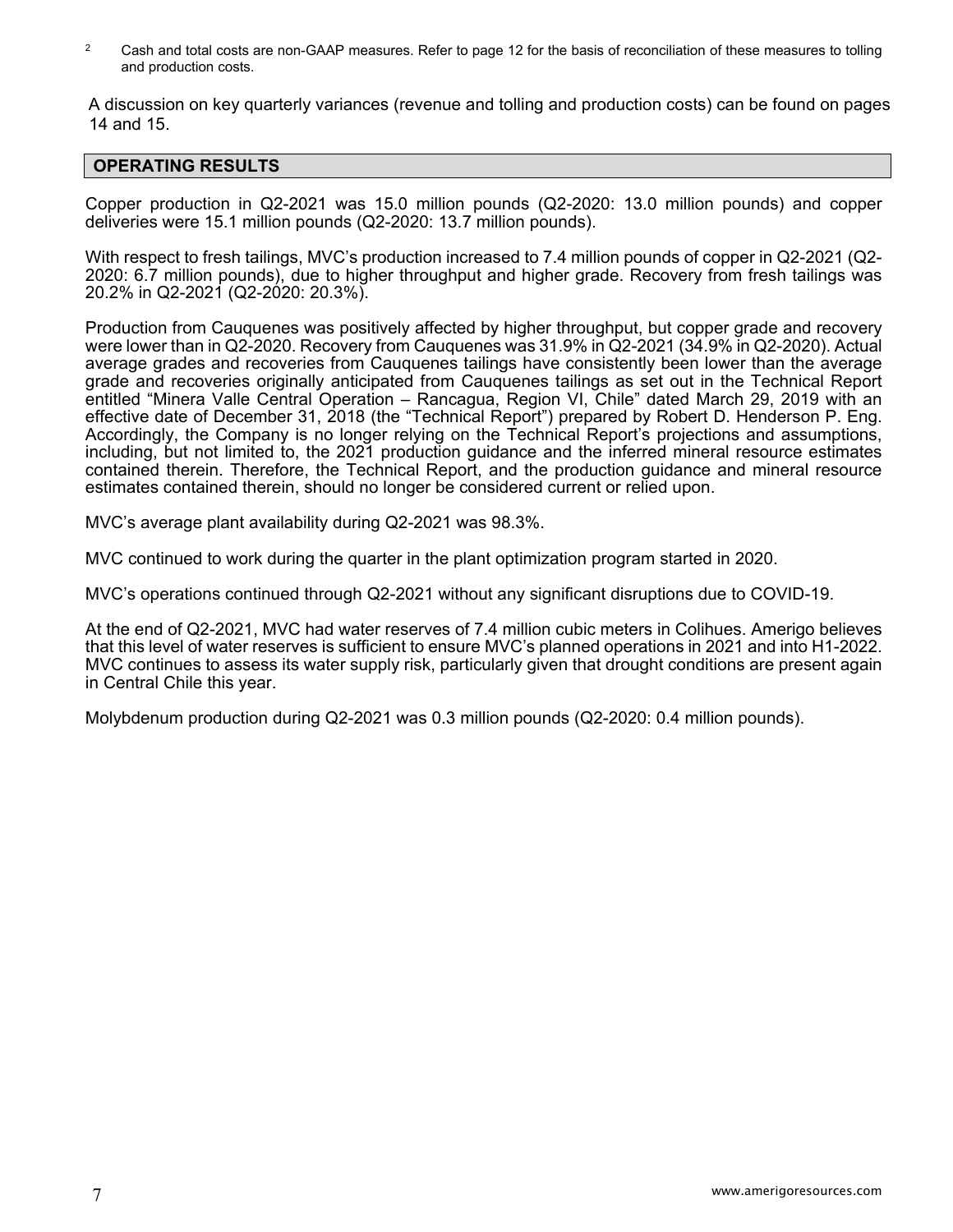[2] Cash and total costs are non-GAAP measures. Refer to page 12 for the basis of reconciliation of these measures to tolling and production costs.

A discussion on key quarterly variances (revenue and tolling and production costs) can be found on pages 14 and 15.

## OPERATING RESULTS

Copper production in Q2-2021 was 15.0 million pounds (Q2-2020: 13.0 million pounds) and copper deliveries were 15.1 million pounds (Q2-2020: 13.7 million pounds).

With respect to fresh tailings, MVC's production increased to 7.4 million pounds of copper in Q2-2021 (Q2-2020: 6.7 million pounds), due to higher throughput and higher grade. Recovery from fresh tailings was 20.2% in Q2-2021 (Q2-2020: 20.3%).

Production from Cauquenes was positively affected by higher throughput, but copper grade and recovery were lower than in Q2-2020. Recovery from Cauquenes was 31.9% in Q2-2021 (34.9% in Q2-2020). Actual average grades and recoveries from Cauquenes tailings have consistently been lower than the average grade and recoveries originally anticipated from Cauquenes tailings as set out in the Technical Report entitled "Minera Valle Central Operation – Rancagua, Region VI, Chile" dated March 29, 2019 with an effective date of December 31, 2018 (the "Technical Report") prepared by Robert D. Henderson P. Eng. Accordingly, the Company is no longer relying on the Technical Report's projections and assumptions, including, but not limited to, the 2021 production guidance and the inferred mineral resource estimates contained therein. Therefore, the Technical Report, and the production guidance and mineral resource estimates contained therein, should no longer be considered current or relied upon.

MVC's average plant availability during Q2-2021 was 98.3%.

MVC continued to work during the quarter in the plant optimization program started in 2020.

MVC's operations continued through Q2-2021 without any significant disruptions due to COVID-19.

At the end of Q2-2021, MVC had water reserves of 7.4 million cubic meters in Colihues. Amerigo believes that this level of water reserves is sufficient to ensure MVC's planned operations in 2021 and into H1-2022. MVC continues to assess its water supply risk, particularly given that drought conditions are present again in Central Chile this year.

Molybdenum production during Q2-2021 was 0.3 million pounds (Q2-2020: 0.4 million pounds).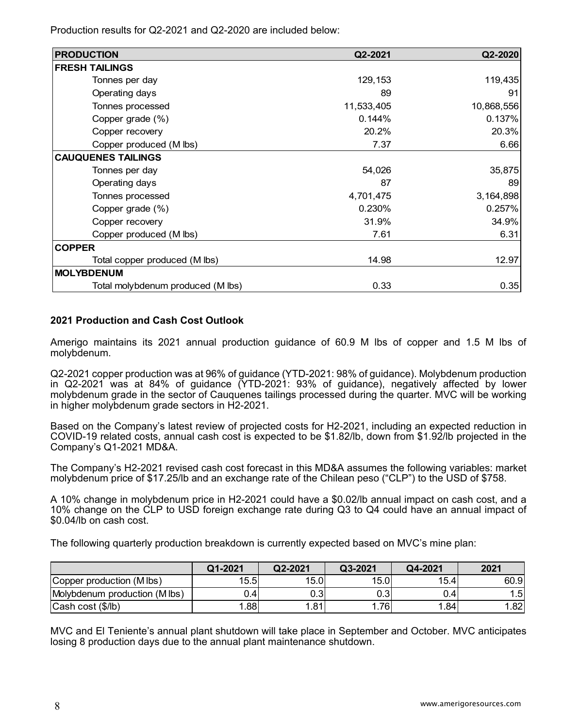Production results for Q2-2021 and Q2-2020 are included below:

| PRODUCTION | Q2-2021 | Q2-2020 |
|---|---|---|
| **FRESH TAILINGS** | | |
| Tonnes per day | 129,153 | 119,435 |
| Operating days | 89 | 91 |
| Tonnes processed | 11,533,405 | 10,868,556 |
| Copper grade (%) | 0.144% | 0.137% |
| Copper recovery | 20.2% | 20.3% |
| Copper produced (M lbs) | 7.37 | 6.66 |
| **CAUQUENES TAILINGS** | | |
| Tonnes per day | 54,026 | 35,875 |
| Operating days | 87 | 89 |
| Tonnes processed | 4,701,475 | 3,164,898 |
| Copper grade (%) | 0.230% | 0.257% |
| Copper recovery | 31.9% | 34.9% |
| Copper produced (M lbs) | 7.61 | 6.31 |
| **COPPER** | | |
| Total copper produced (M lbs) | 14.98 | 12.97 |
| **MOLYBDENUM** | | |
| Total molybdenum produced (M lbs) | 0.33 | 0.35 |

### 2021 Production and Cash Cost Outlook

Amerigo maintains its 2021 annual production guidance of 60.9 M lbs of copper and 1.5 M lbs of molybdenum.

Q2-2021 copper production was at 96% of guidance (YTD-2021: 98% of guidance). Molybdenum production in Q2-2021 was at 84% of guidance (YTD-2021: 93% of guidance), negatively affected by lower molybdenum grade in the sector of Cauquenes tailings processed during the quarter. MVC will be working in higher molybdenum grade sectors in H2-2021.

Based on the Company's latest review of projected costs for H2-2021, including an expected reduction in COVID-19 related costs, annual cash cost is expected to be $1.82/lb, down from $1.92/lb projected in the Company's Q1-2021 MD&A.

The Company's H2-2021 revised cash cost forecast in this MD&A assumes the following variables: market molybdenum price of $17.25/lb and an exchange rate of the Chilean peso ("CLP") to the USD of $758.

A 10% change in molybdenum price in H2-2021 could have a $0.02/lb annual impact on cash cost, and a 10% change on the CLP to USD foreign exchange rate during Q3 to Q4 could have an annual impact of $0.04/lb on cash cost.

The following quarterly production breakdown is currently expected based on MVC's mine plan:

| | Q1-2021 | Q2-2021 | Q3-2021 | Q4-2021 | 2021 |
|---|---|---|---|---|---|
| Copper production (M lbs) | 15.5 | 15.0 | 15.0 | 15.4 | 60.9 |
| Molybdenum production (M lbs) | 0.4 | 0.3 | 0.3 | 0.4 | 1.5 |
| Cash cost ($/lb) | 1.88 | 1.81 | 1.76 | 1.84 | 1.82 |

MVC and El Teniente's annual plant shutdown will take place in September and October. MVC anticipates losing 8 production days due to the annual plant maintenance shutdown.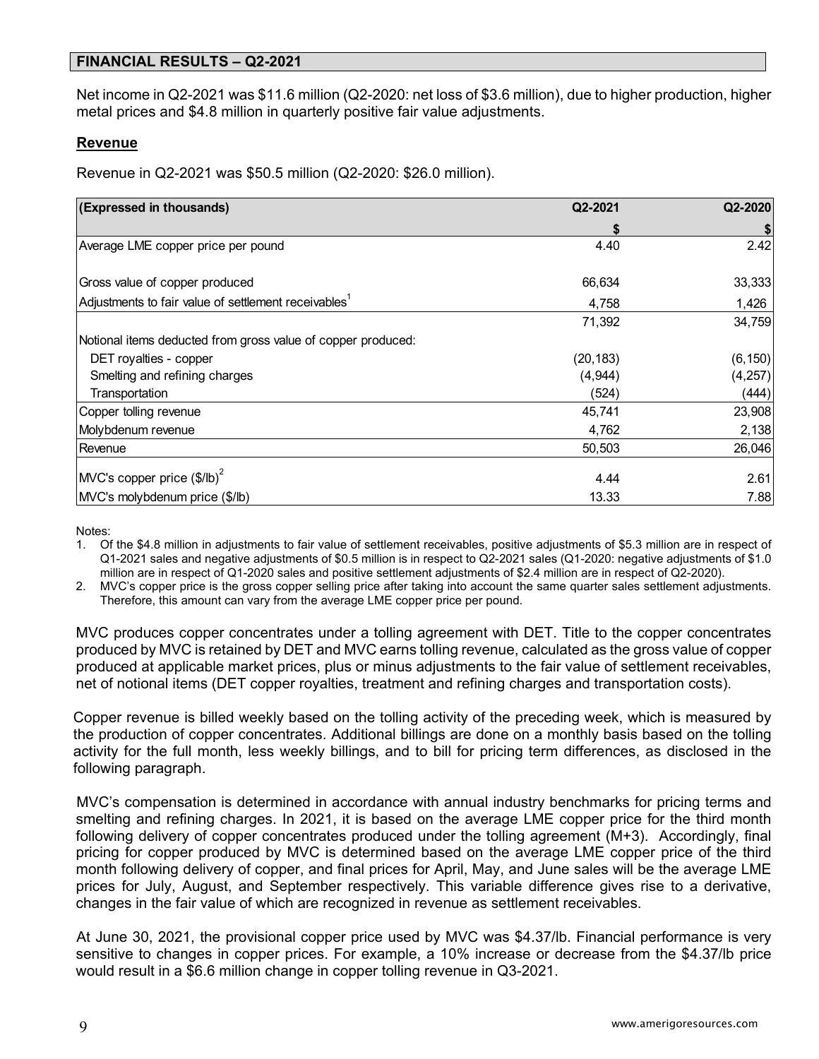## FINANCIAL RESULTS – Q2-2021

Net income in Q2-2021 was $11.6 million (Q2-2020: net loss of $3.6 million), due to higher production, higher metal prices and $4.8 million in quarterly positive fair value adjustments.

### Revenue

Revenue in Q2-2021 was $50.5 million (Q2-2020: $26.0 million).

| (Expressed in thousands) | Q2-2021 | Q2-2020 |
|---|---|---|
| | $ | $ |
| Average LME copper price per pound | 4.40 | 2.42 |
| | | |
| Gross value of copper produced | 66,634 | 33,333 |
| Adjustments to fair value of settlement receivables[1] | 4,758 | 1,426 |
| | 71,392 | 34,759 |
| Notional items deducted from gross value of copper produced: | | |
| DET royalties - copper | (20,183) | (6,150) |
| Smelting and refining charges | (4,944) | (4,257) |
| Transportation | (524) | (444) |
| Copper tolling revenue | 45,741 | 23,908 |
| Molybdenum revenue | 4,762 | 2,138 |
| Revenue | 50,503 | 26,046 |
| | | |
| MVC's copper price ($/lb)[2] | 4.44 | 2.61 |
| MVC's molybdenum price ($/lb) | 13.33 | 7.88 |

Notes:

1. Of the $4.8 million in adjustments to fair value of settlement receivables, positive adjustments of $5.3 million are in respect of Q1-2021 sales and negative adjustments of $0.5 million is in respect to Q2-2021 sales (Q1-2020: negative adjustments of $1.0 million are in respect of Q1-2020 sales and positive settlement adjustments of $2.4 million are in respect of Q2-2020).
2. MVC's copper price is the gross copper selling price after taking into account the same quarter sales settlement adjustments. Therefore, this amount can vary from the average LME copper price per pound.

MVC produces copper concentrates under a tolling agreement with DET. Title to the copper concentrates produced by MVC is retained by DET and MVC earns tolling revenue, calculated as the gross value of copper produced at applicable market prices, plus or minus adjustments to the fair value of settlement receivables, net of notional items (DET copper royalties, treatment and refining charges and transportation costs).

Copper revenue is billed weekly based on the tolling activity of the preceding week, which is measured by the production of copper concentrates. Additional billings are done on a monthly basis based on the tolling activity for the full month, less weekly billings, and to bill for pricing term differences, as disclosed in the following paragraph.

MVC's compensation is determined in accordance with annual industry benchmarks for pricing terms and smelting and refining charges. In 2021, it is based on the average LME copper price for the third month following delivery of copper concentrates produced under the tolling agreement (M+3). Accordingly, final pricing for copper produced by MVC is determined based on the average LME copper price of the third month following delivery of copper, and final prices for April, May, and June sales will be the average LME prices for July, August, and September respectively. This variable difference gives rise to a derivative, changes in the fair value of which are recognized in revenue as settlement receivables.

At June 30, 2021, the provisional copper price used by MVC was $4.37/lb. Financial performance is very sensitive to changes in copper prices. For example, a 10% increase or decrease from the $4.37/lb price would result in a $6.6 million change in copper tolling revenue in Q3-2021.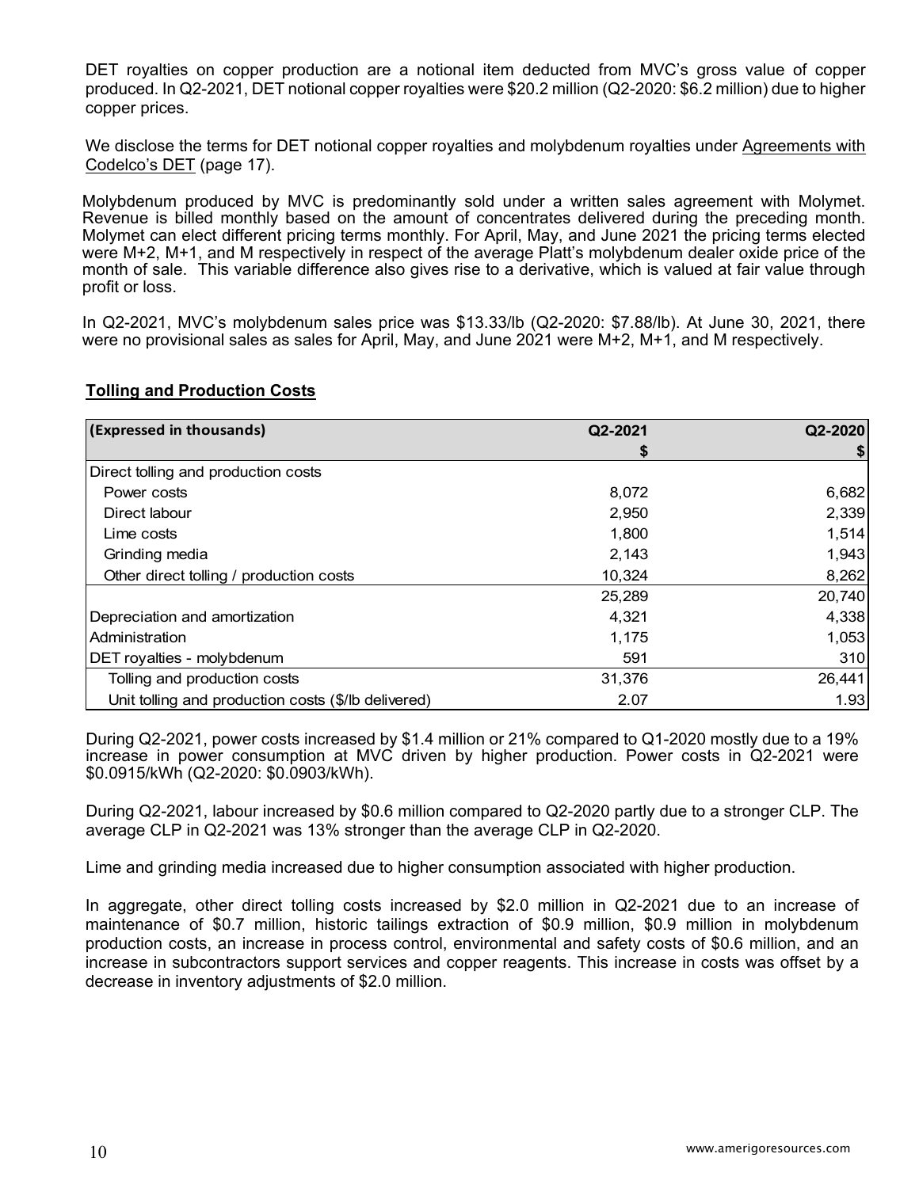DET royalties on copper production are a notional item deducted from MVC's gross value of copper produced. In Q2-2021, DET notional copper royalties were $20.2 million (Q2-2020: $6.2 million) due to higher copper prices.

We disclose the terms for DET notional copper royalties and molybdenum royalties under Agreements with Codelco's DET (page 17).

Molybdenum produced by MVC is predominantly sold under a written sales agreement with Molymet. Revenue is billed monthly based on the amount of concentrates delivered during the preceding month. Molymet can elect different pricing terms monthly. For April, May, and June 2021 the pricing terms elected were M+2, M+1, and M respectively in respect of the average Platt's molybdenum dealer oxide price of the month of sale. This variable difference also gives rise to a derivative, which is valued at fair value through profit or loss.

In Q2-2021, MVC's molybdenum sales price was $13.33/lb (Q2-2020: $7.88/lb). At June 30, 2021, there were no provisional sales as sales for April, May, and June 2021 were M+2, M+1, and M respectively.

**Tolling and Production Costs**

| (Expressed in thousands) | Q2-2021 | Q2-2020 |
|---|---|---|
| | $ | $ |
| Direct tolling and production costs | | |
| Power costs | 8,072 | 6,682 |
| Direct labour | 2,950 | 2,339 |
| Lime costs | 1,800 | 1,514 |
| Grinding media | 2,143 | 1,943 |
| Other direct tolling / production costs | 10,324 | 8,262 |
| | 25,289 | 20,740 |
| Depreciation and amortization | 4,321 | 4,338 |
| Administration | 1,175 | 1,053 |
| DET royalties - molybdenum | 591 | 310 |
| Tolling and production costs | 31,376 | 26,441 |
| Unit tolling and production costs ($/lb delivered) | 2.07 | 1.93 |

During Q2-2021, power costs increased by $1.4 million or 21% compared to Q1-2020 mostly due to a 19% increase in power consumption at MVC driven by higher production. Power costs in Q2-2021 were $0.0915/kWh (Q2-2020: $0.0903/kWh).

During Q2-2021, labour increased by $0.6 million compared to Q2-2020 partly due to a stronger CLP. The average CLP in Q2-2021 was 13% stronger than the average CLP in Q2-2020.

Lime and grinding media increased due to higher consumption associated with higher production.

In aggregate, other direct tolling costs increased by $2.0 million in Q2-2021 due to an increase of maintenance of $0.7 million, historic tailings extraction of $0.9 million, $0.9 million in molybdenum production costs, an increase in process control, environmental and safety costs of $0.6 million, and an increase in subcontractors support services and copper reagents. This increase in costs was offset by a decrease in inventory adjustments of $2.0 million.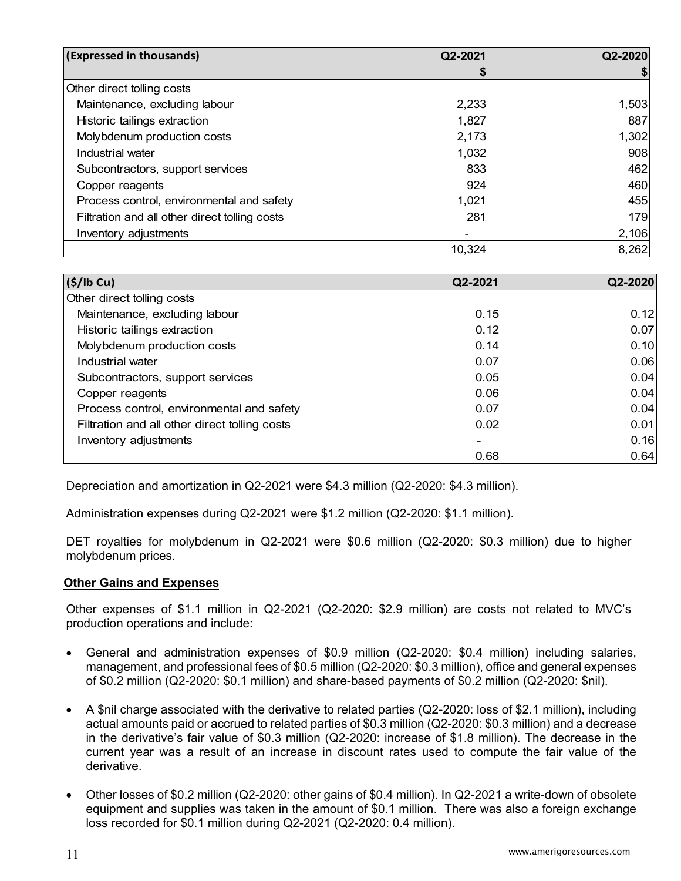| (Expressed in thousands) | Q2-2021 | Q2-2020 |
|---|---|---|
| | $ | $ |
| Other direct tolling costs | | |
| Maintenance, excluding labour | 2,233 | 1,503 |
| Historic tailings extraction | 1,827 | 887 |
| Molybdenum production costs | 2,173 | 1,302 |
| Industrial water | 1,032 | 908 |
| Subcontractors, support services | 833 | 462 |
| Copper reagents | 924 | 460 |
| Process control, environmental and safety | 1,021 | 455 |
| Filtration and all other direct tolling costs | 281 | 179 |
| Inventory adjustments | - | 2,106 |
| | 10,324 | 8,262 |

| ($/lb Cu) | Q2-2021 | Q2-2020 |
|---|---|---|
| Other direct tolling costs | | |
| Maintenance, excluding labour | 0.15 | 0.12 |
| Historic tailings extraction | 0.12 | 0.07 |
| Molybdenum production costs | 0.14 | 0.10 |
| Industrial water | 0.07 | 0.06 |
| Subcontractors, support services | 0.05 | 0.04 |
| Copper reagents | 0.06 | 0.04 |
| Process control, environmental and safety | 0.07 | 0.04 |
| Filtration and all other direct tolling costs | 0.02 | 0.01 |
| Inventory adjustments | - | 0.16 |
| | 0.68 | 0.64 |

Depreciation and amortization in Q2-2021 were $4.3 million (Q2-2020: $4.3 million).

Administration expenses during Q2-2021 were $1.2 million (Q2-2020: $1.1 million).

DET royalties for molybdenum in Q2-2021 were $0.6 million (Q2-2020: $0.3 million) due to higher molybdenum prices.

**Other Gains and Expenses**

Other expenses of $1.1 million in Q2-2021 (Q2-2020: $2.9 million) are costs not related to MVC's production operations and include:

- General and administration expenses of $0.9 million (Q2-2020: $0.4 million) including salaries, management, and professional fees of $0.5 million (Q2-2020: $0.3 million), office and general expenses of $0.2 million (Q2-2020: $0.1 million) and share-based payments of $0.2 million (Q2-2020: $nil).
- A $nil charge associated with the derivative to related parties (Q2-2020: loss of $2.1 million), including actual amounts paid or accrued to related parties of $0.3 million (Q2-2020: $0.3 million) and a decrease in the derivative's fair value of $0.3 million (Q2-2020: increase of $1.8 million). The decrease in the current year was a result of an increase in discount rates used to compute the fair value of the derivative.
- Other losses of $0.2 million (Q2-2020: other gains of $0.4 million). In Q2-2021 a write-down of obsolete equipment and supplies was taken in the amount of $0.1 million. There was also a foreign exchange loss recorded for $0.1 million during Q2-2021 (Q2-2020: 0.4 million).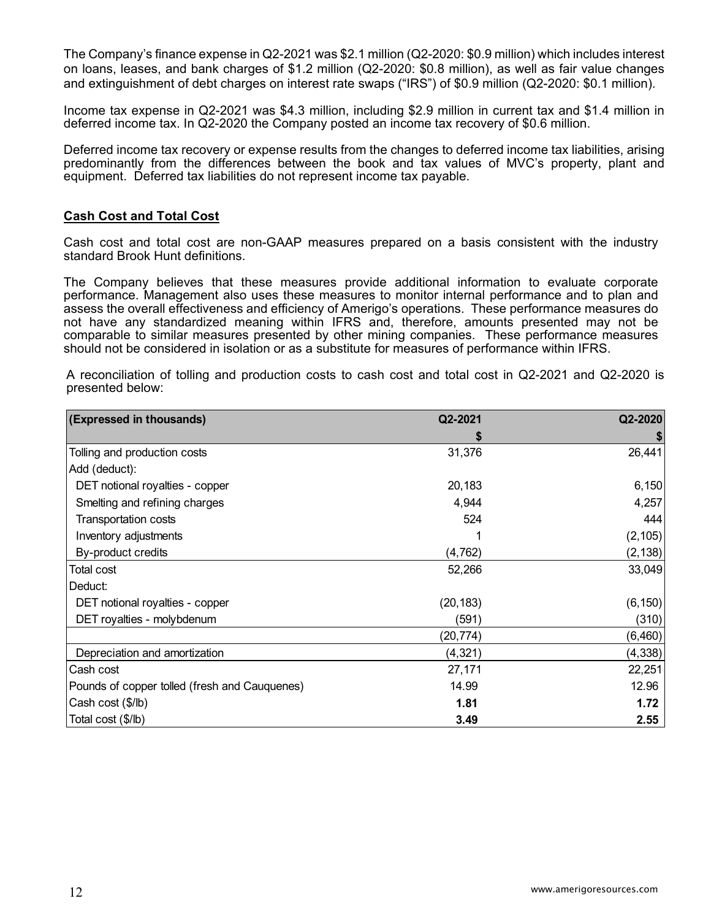The Company's finance expense in Q2-2021 was $2.1 million (Q2-2020: $0.9 million) which includes interest on loans, leases, and bank charges of $1.2 million (Q2-2020: $0.8 million), as well as fair value changes and extinguishment of debt charges on interest rate swaps ("IRS") of $0.9 million (Q2-2020: $0.1 million).

Income tax expense in Q2-2021 was $4.3 million, including $2.9 million in current tax and $1.4 million in deferred income tax. In Q2-2020 the Company posted an income tax recovery of $0.6 million.

Deferred income tax recovery or expense results from the changes to deferred income tax liabilities, arising predominantly from the differences between the book and tax values of MVC's property, plant and equipment. Deferred tax liabilities do not represent income tax payable.

## Cash Cost and Total Cost

Cash cost and total cost are non-GAAP measures prepared on a basis consistent with the industry standard Brook Hunt definitions.

The Company believes that these measures provide additional information to evaluate corporate performance. Management also uses these measures to monitor internal performance and to plan and assess the overall effectiveness and efficiency of Amerigo's operations. These performance measures do not have any standardized meaning within IFRS and, therefore, amounts presented may not be comparable to similar measures presented by other mining companies. These performance measures should not be considered in isolation or as a substitute for measures of performance within IFRS.

A reconciliation of tolling and production costs to cash cost and total cost in Q2-2021 and Q2-2020 is presented below:

| (Expressed in thousands) | Q2-2021 | Q2-2020 |
|---|---|---|
| | $ | $ |
| Tolling and production costs | 31,376 | 26,441 |
| Add (deduct): | | |
| DET notional royalties - copper | 20,183 | 6,150 |
| Smelting and refining charges | 4,944 | 4,257 |
| Transportation costs | 524 | 444 |
| Inventory adjustments | 1 | (2,105) |
| By-product credits | (4,762) | (2,138) |
| Total cost | 52,266 | 33,049 |
| Deduct: | | |
| DET notional royalties - copper | (20,183) | (6,150) |
| DET royalties - molybdenum | (591) | (310) |
| | (20,774) | (6,460) |
| Depreciation and amortization | (4,321) | (4,338) |
| Cash cost | 27,171 | 22,251 |
| Pounds of copper tolled (fresh and Cauquenes) | 14.99 | 12.96 |
| Cash cost ($/lb) | **1.81** | **1.72** |
| Total cost ($/lb) | **3.49** | **2.55** |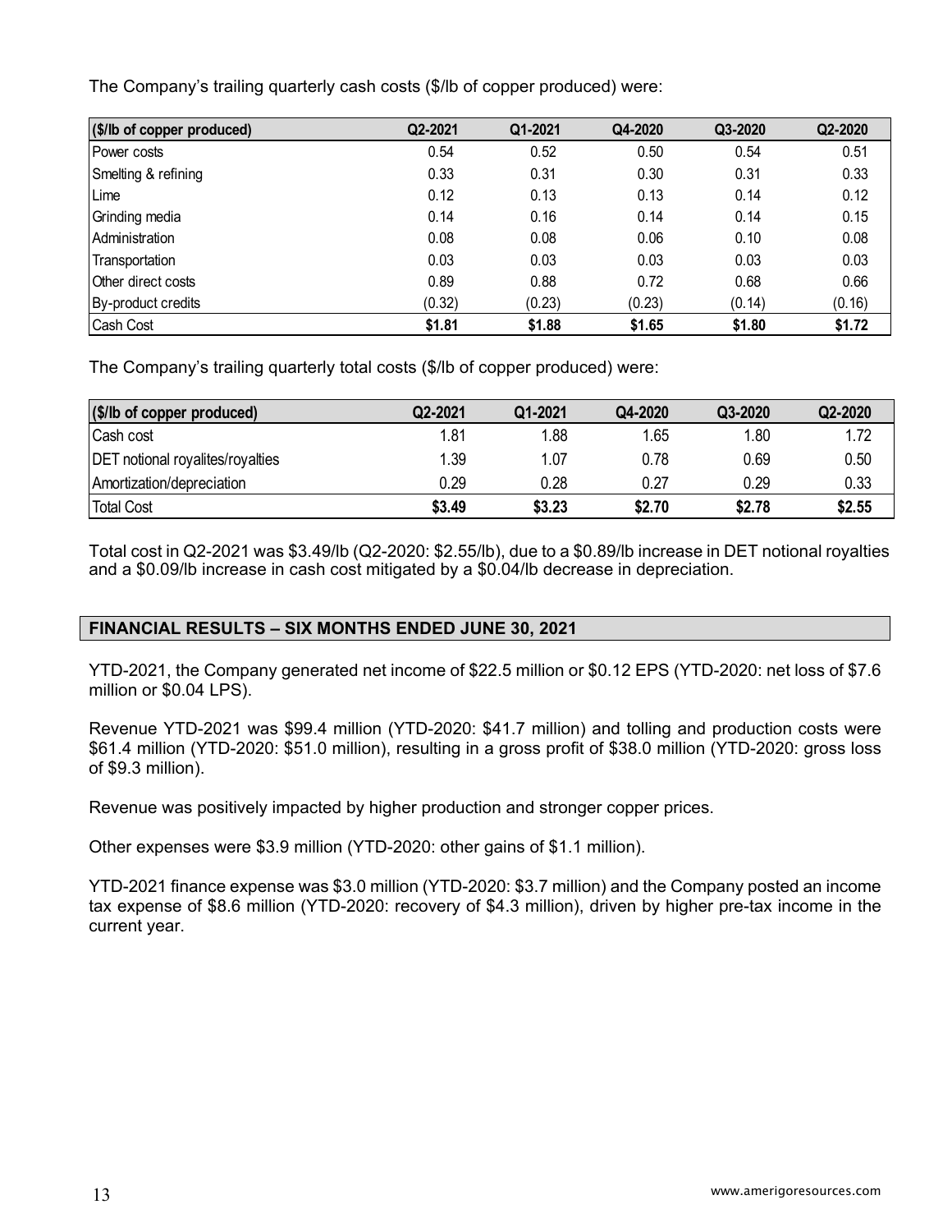The Company's trailing quarterly cash costs ($/lb of copper produced) were:

| ($/lb of copper produced) | Q2-2021 | Q1-2021 | Q4-2020 | Q3-2020 | Q2-2020 |
|---|---|---|---|---|---|
| Power costs | 0.54 | 0.52 | 0.50 | 0.54 | 0.51 |
| Smelting & refining | 0.33 | 0.31 | 0.30 | 0.31 | 0.33 |
| Lime | 0.12 | 0.13 | 0.13 | 0.14 | 0.12 |
| Grinding media | 0.14 | 0.16 | 0.14 | 0.14 | 0.15 |
| Administration | 0.08 | 0.08 | 0.06 | 0.10 | 0.08 |
| Transportation | 0.03 | 0.03 | 0.03 | 0.03 | 0.03 |
| Other direct costs | 0.89 | 0.88 | 0.72 | 0.68 | 0.66 |
| By-product credits | (0.32) | (0.23) | (0.23) | (0.14) | (0.16) |
| Cash Cost | **$1.81** | **$1.88** | **$1.65** | **$1.80** | **$1.72** |

The Company's trailing quarterly total costs ($/lb of copper produced) were:

| ($/lb of copper produced) | Q2-2021 | Q1-2021 | Q4-2020 | Q3-2020 | Q2-2020 |
|---|---|---|---|---|---|
| Cash cost | 1.81 | 1.88 | 1.65 | 1.80 | 1.72 |
| DET notional royalites/royalties | 1.39 | 1.07 | 0.78 | 0.69 | 0.50 |
| Amortization/depreciation | 0.29 | 0.28 | 0.27 | 0.29 | 0.33 |
| Total Cost | **$3.49** | **$3.23** | **$2.70** | **$2.78** | **$2.55** |

Total cost in Q2-2021 was $3.49/lb (Q2-2020: $2.55/lb), due to a $0.89/lb increase in DET notional royalties and a $0.09/lb increase in cash cost mitigated by a $0.04/lb decrease in depreciation.

## FINANCIAL RESULTS – SIX MONTHS ENDED JUNE 30, 2021

YTD-2021, the Company generated net income of $22.5 million or $0.12 EPS (YTD-2020: net loss of $7.6 million or $0.04 LPS).

Revenue YTD-2021 was $99.4 million (YTD-2020: $41.7 million) and tolling and production costs were $61.4 million (YTD-2020: $51.0 million), resulting in a gross profit of $38.0 million (YTD-2020: gross loss of $9.3 million).

Revenue was positively impacted by higher production and stronger copper prices.

Other expenses were $3.9 million (YTD-2020: other gains of $1.1 million).

YTD-2021 finance expense was $3.0 million (YTD-2020: $3.7 million) and the Company posted an income tax expense of $8.6 million (YTD-2020: recovery of $4.3 million), driven by higher pre-tax income in the current year.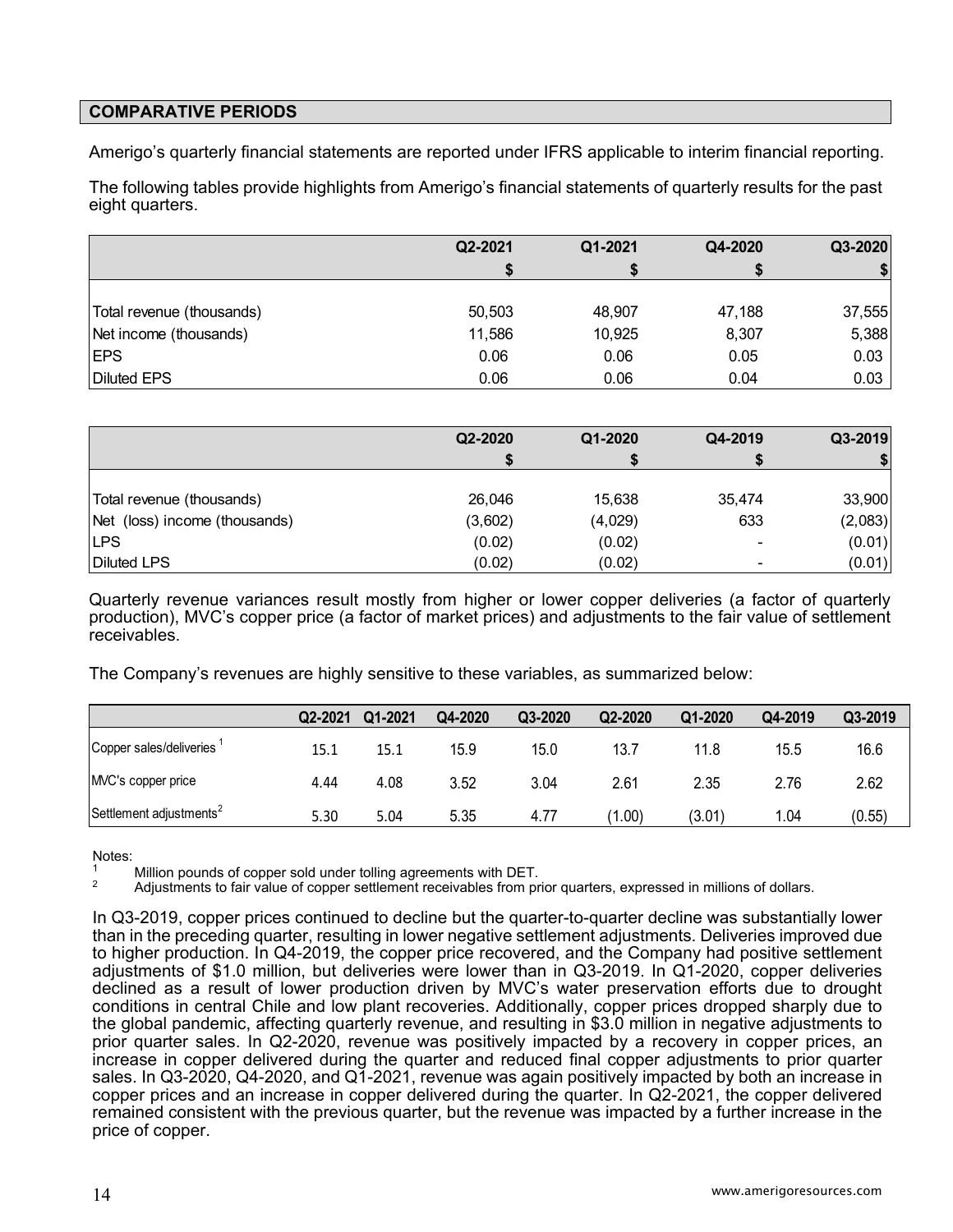## COMPARATIVE PERIODS

Amerigo's quarterly financial statements are reported under IFRS applicable to interim financial reporting.

The following tables provide highlights from Amerigo's financial statements of quarterly results for the past eight quarters.

| | Q2-2021 | Q1-2021 | Q4-2020 | Q3-2020 |
|---|---|---|---|---|
| | $ | $ | $ | $ |
| Total revenue (thousands) | 50,503 | 48,907 | 47,188 | 37,555 |
| Net income (thousands) | 11,586 | 10,925 | 8,307 | 5,388 |
| EPS | 0.06 | 0.06 | 0.05 | 0.03 |
| Diluted EPS | 0.06 | 0.06 | 0.04 | 0.03 |

| | Q2-2020 | Q1-2020 | Q4-2019 | Q3-2019 |
|---|---|---|---|---|
| | $ | $ | $ | $ |
| Total revenue (thousands) | 26,046 | 15,638 | 35,474 | 33,900 |
| Net (loss) income (thousands) | (3,602) | (4,029) | 633 | (2,083) |
| LPS | (0.02) | (0.02) | - | (0.01) |
| Diluted LPS | (0.02) | (0.02) | - | (0.01) |

Quarterly revenue variances result mostly from higher or lower copper deliveries (a factor of quarterly production), MVC's copper price (a factor of market prices) and adjustments to the fair value of settlement receivables.

The Company's revenues are highly sensitive to these variables, as summarized below:

| | Q2-2021 | Q1-2021 | Q4-2020 | Q3-2020 | Q2-2020 | Q1-2020 | Q4-2019 | Q3-2019 |
|---|---|---|---|---|---|---|---|---|
| Copper sales/deliveries [1] | 15.1 | 15.1 | 15.9 | 15.0 | 13.7 | 11.8 | 15.5 | 16.6 |
| MVC's copper price | 4.44 | 4.08 | 3.52 | 3.04 | 2.61 | 2.35 | 2.76 | 2.62 |
| Settlement adjustments[2] | 5.30 | 5.04 | 5.35 | 4.77 | (1.00) | (3.01) | 1.04 | (0.55) |

Notes:

[1] Million pounds of copper sold under tolling agreements with DET.

[2] Adjustments to fair value of copper settlement receivables from prior quarters, expressed in millions of dollars.

In Q3-2019, copper prices continued to decline but the quarter-to-quarter decline was substantially lower than in the preceding quarter, resulting in lower negative settlement adjustments. Deliveries improved due to higher production. In Q4-2019, the copper price recovered, and the Company had positive settlement adjustments of $1.0 million, but deliveries were lower than in Q3-2019. In Q1-2020, copper deliveries declined as a result of lower production driven by MVC's water preservation efforts due to drought conditions in central Chile and low plant recoveries. Additionally, copper prices dropped sharply due to the global pandemic, affecting quarterly revenue, and resulting in $3.0 million in negative adjustments to prior quarter sales. In Q2-2020, revenue was positively impacted by a recovery in copper prices, an increase in copper delivered during the quarter and reduced final copper adjustments to prior quarter sales. In Q3-2020, Q4-2020, and Q1-2021, revenue was again positively impacted by both an increase in copper prices and an increase in copper delivered during the quarter. In Q2-2021, the copper delivered remained consistent with the previous quarter, but the revenue was impacted by a further increase in the price of copper.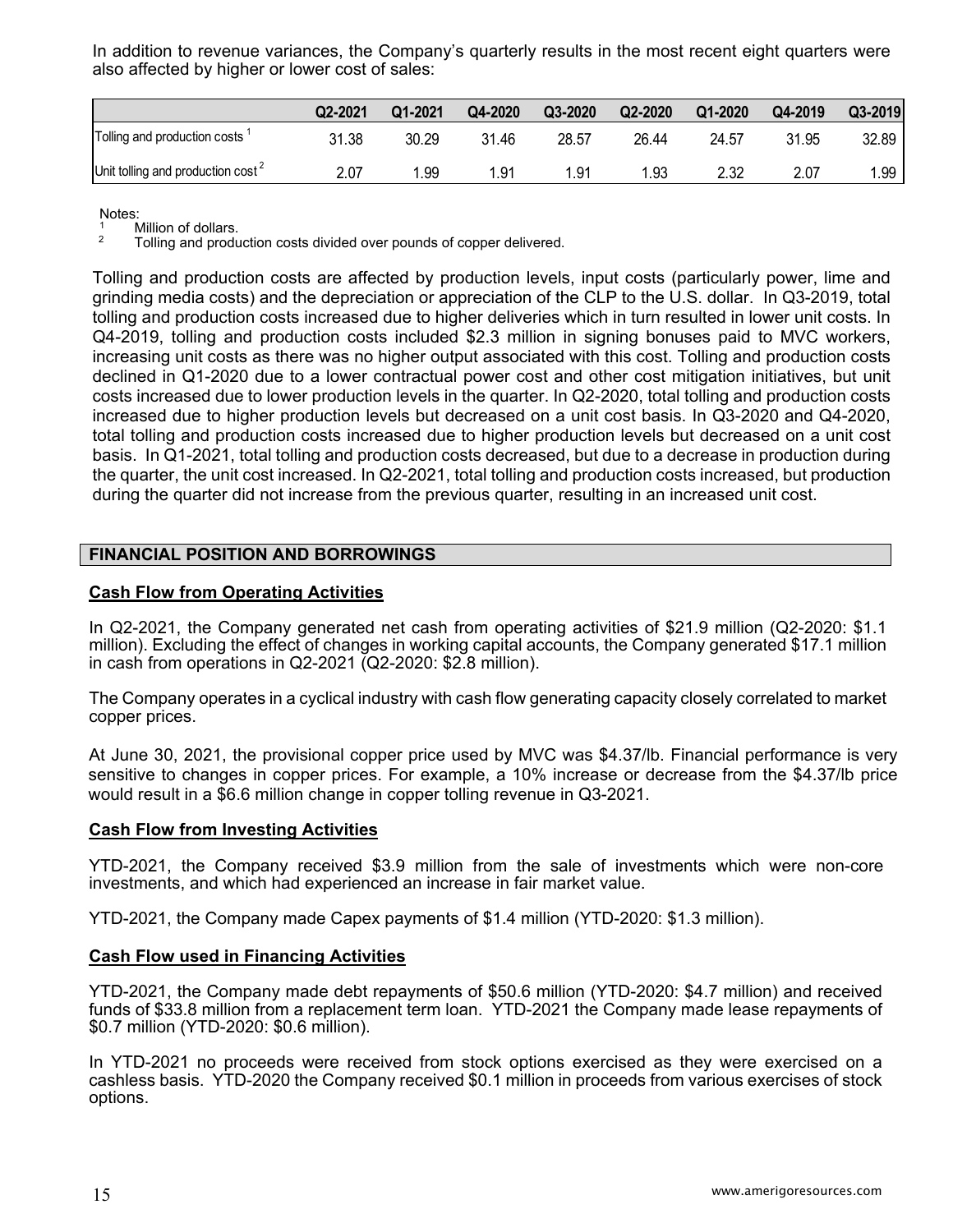In addition to revenue variances, the Company's quarterly results in the most recent eight quarters were also affected by higher or lower cost of sales:

| | Q2-2021 | Q1-2021 | Q4-2020 | Q3-2020 | Q2-2020 | Q1-2020 | Q4-2019 | Q3-2019 |
|---|---|---|---|---|---|---|---|---|
| Tolling and production costs [1] | 31.38 | 30.29 | 31.46 | 28.57 | 26.44 | 24.57 | 31.95 | 32.89 |
| Unit tolling and production cost [2] | 2.07 | 1.99 | 1.91 | 1.91 | 1.93 | 2.32 | 2.07 | 1.99 |

Notes:
[1] Million of dollars.
[2] Tolling and production costs divided over pounds of copper delivered.

Tolling and production costs are affected by production levels, input costs (particularly power, lime and grinding media costs) and the depreciation or appreciation of the CLP to the U.S. dollar. In Q3-2019, total tolling and production costs increased due to higher deliveries which in turn resulted in lower unit costs. In Q4-2019, tolling and production costs included $2.3 million in signing bonuses paid to MVC workers, increasing unit costs as there was no higher output associated with this cost. Tolling and production costs declined in Q1-2020 due to a lower contractual power cost and other cost mitigation initiatives, but unit costs increased due to lower production levels in the quarter. In Q2-2020, total tolling and production costs increased due to higher production levels but decreased on a unit cost basis. In Q3-2020 and Q4-2020, total tolling and production costs increased due to higher production levels but decreased on a unit cost basis. In Q1-2021, total tolling and production costs decreased, but due to a decrease in production during the quarter, the unit cost increased. In Q2-2021, total tolling and production costs increased, but production during the quarter did not increase from the previous quarter, resulting in an increased unit cost.

## FINANCIAL POSITION AND BORROWINGS

### Cash Flow from Operating Activities

In Q2-2021, the Company generated net cash from operating activities of $21.9 million (Q2-2020: $1.1 million). Excluding the effect of changes in working capital accounts, the Company generated $17.1 million in cash from operations in Q2-2021 (Q2-2020: $2.8 million).

The Company operates in a cyclical industry with cash flow generating capacity closely correlated to market copper prices.

At June 30, 2021, the provisional copper price used by MVC was $4.37/lb. Financial performance is very sensitive to changes in copper prices. For example, a 10% increase or decrease from the $4.37/lb price would result in a $6.6 million change in copper tolling revenue in Q3-2021.

### Cash Flow from Investing Activities

YTD-2021, the Company received $3.9 million from the sale of investments which were non-core investments, and which had experienced an increase in fair market value.

YTD-2021, the Company made Capex payments of $1.4 million (YTD-2020: $1.3 million).

### Cash Flow used in Financing Activities

YTD-2021, the Company made debt repayments of $50.6 million (YTD-2020: $4.7 million) and received funds of $33.8 million from a replacement term loan. YTD-2021 the Company made lease repayments of $0.7 million (YTD-2020: $0.6 million).

In YTD-2021 no proceeds were received from stock options exercised as they were exercised on a cashless basis. YTD-2020 the Company received $0.1 million in proceeds from various exercises of stock options.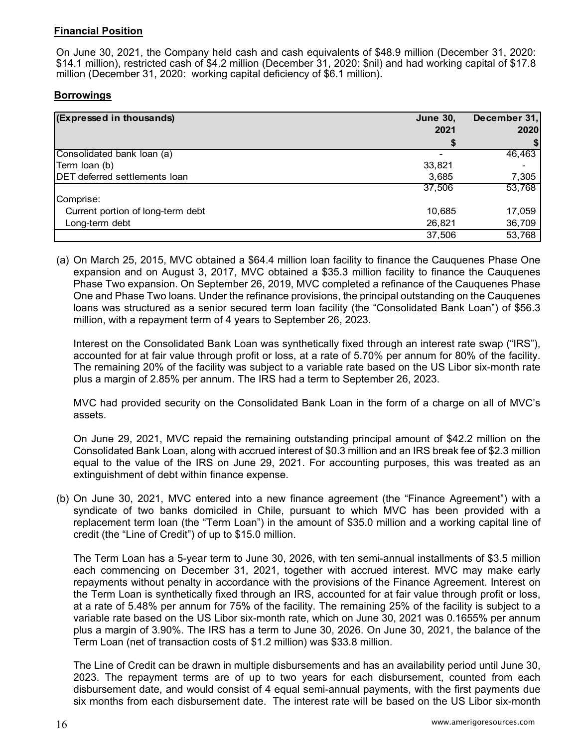**Financial Position**

On June 30, 2021, the Company held cash and cash equivalents of $48.9 million (December 31, 2020: $14.1 million), restricted cash of $4.2 million (December 31, 2020: $nil) and had working capital of $17.8 million (December 31, 2020: working capital deficiency of $6.1 million).

**Borrowings**

| (Expressed in thousands) | June 30, 2021 | December 31, 2020 |
|---|---|---|
| | $ | $ |
| Consolidated bank loan (a) | - | 46,463 |
| Term loan (b) | 33,821 | - |
| DET deferred settlements loan | 3,685 | 7,305 |
| | 37,506 | 53,768 |
| Comprise: | | |
| Current portion of long-term debt | 10,685 | 17,059 |
| Long-term debt | 26,821 | 36,709 |
| | 37,506 | 53,768 |

(a) On March 25, 2015, MVC obtained a $64.4 million loan facility to finance the Cauquenes Phase One expansion and on August 3, 2017, MVC obtained a $35.3 million facility to finance the Cauquenes Phase Two expansion. On September 26, 2019, MVC completed a refinance of the Cauquenes Phase One and Phase Two loans. Under the refinance provisions, the principal outstanding on the Cauquenes loans was structured as a senior secured term loan facility (the "Consolidated Bank Loan") of $56.3 million, with a repayment term of 4 years to September 26, 2023.

Interest on the Consolidated Bank Loan was synthetically fixed through an interest rate swap ("IRS"), accounted for at fair value through profit or loss, at a rate of 5.70% per annum for 80% of the facility. The remaining 20% of the facility was subject to a variable rate based on the US Libor six-month rate plus a margin of 2.85% per annum. The IRS had a term to September 26, 2023.

MVC had provided security on the Consolidated Bank Loan in the form of a charge on all of MVC's assets.

On June 29, 2021, MVC repaid the remaining outstanding principal amount of $42.2 million on the Consolidated Bank Loan, along with accrued interest of $0.3 million and an IRS break fee of $2.3 million equal to the value of the IRS on June 29, 2021. For accounting purposes, this was treated as an extinguishment of debt within finance expense.

(b) On June 30, 2021, MVC entered into a new finance agreement (the "Finance Agreement") with a syndicate of two banks domiciled in Chile, pursuant to which MVC has been provided with a replacement term loan (the "Term Loan") in the amount of $35.0 million and a working capital line of credit (the "Line of Credit") of up to $15.0 million.

The Term Loan has a 5-year term to June 30, 2026, with ten semi-annual installments of $3.5 million each commencing on December 31, 2021, together with accrued interest. MVC may make early repayments without penalty in accordance with the provisions of the Finance Agreement. Interest on the Term Loan is synthetically fixed through an IRS, accounted for at fair value through profit or loss, at a rate of 5.48% per annum for 75% of the facility. The remaining 25% of the facility is subject to a variable rate based on the US Libor six-month rate, which on June 30, 2021 was 0.1655% per annum plus a margin of 3.90%. The IRS has a term to June 30, 2026. On June 30, 2021, the balance of the Term Loan (net of transaction costs of $1.2 million) was $33.8 million.

The Line of Credit can be drawn in multiple disbursements and has an availability period until June 30, 2023. The repayment terms are of up to two years for each disbursement, counted from each disbursement date, and would consist of 4 equal semi-annual payments, with the first payments due six months from each disbursement date. The interest rate will be based on the US Libor six-month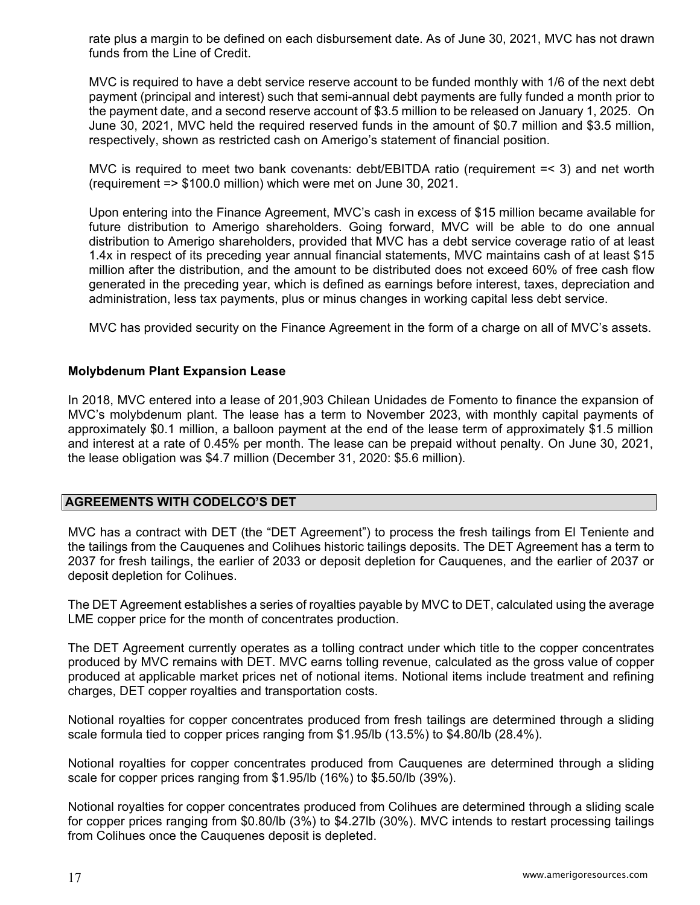rate plus a margin to be defined on each disbursement date. As of June 30, 2021, MVC has not drawn funds from the Line of Credit.

MVC is required to have a debt service reserve account to be funded monthly with 1/6 of the next debt payment (principal and interest) such that semi-annual debt payments are fully funded a month prior to the payment date, and a second reserve account of $3.5 million to be released on January 1, 2025. On June 30, 2021, MVC held the required reserved funds in the amount of $0.7 million and $3.5 million, respectively, shown as restricted cash on Amerigo's statement of financial position.

MVC is required to meet two bank covenants: debt/EBITDA ratio (requirement =< 3) and net worth (requirement => $100.0 million) which were met on June 30, 2021.

Upon entering into the Finance Agreement, MVC's cash in excess of $15 million became available for future distribution to Amerigo shareholders. Going forward, MVC will be able to do one annual distribution to Amerigo shareholders, provided that MVC has a debt service coverage ratio of at least 1.4x in respect of its preceding year annual financial statements, MVC maintains cash of at least $15 million after the distribution, and the amount to be distributed does not exceed 60% of free cash flow generated in the preceding year, which is defined as earnings before interest, taxes, depreciation and administration, less tax payments, plus or minus changes in working capital less debt service.

MVC has provided security on the Finance Agreement in the form of a charge on all of MVC's assets.

### Molybdenum Plant Expansion Lease

In 2018, MVC entered into a lease of 201,903 Chilean Unidades de Fomento to finance the expansion of MVC's molybdenum plant. The lease has a term to November 2023, with monthly capital payments of approximately $0.1 million, a balloon payment at the end of the lease term of approximately $1.5 million and interest at a rate of 0.45% per month. The lease can be prepaid without penalty. On June 30, 2021, the lease obligation was $4.7 million (December 31, 2020: $5.6 million).

## AGREEMENTS WITH CODELCO'S DET

MVC has a contract with DET (the "DET Agreement") to process the fresh tailings from El Teniente and the tailings from the Cauquenes and Colihues historic tailings deposits. The DET Agreement has a term to 2037 for fresh tailings, the earlier of 2033 or deposit depletion for Cauquenes, and the earlier of 2037 or deposit depletion for Colihues.

The DET Agreement establishes a series of royalties payable by MVC to DET, calculated using the average LME copper price for the month of concentrates production.

The DET Agreement currently operates as a tolling contract under which title to the copper concentrates produced by MVC remains with DET. MVC earns tolling revenue, calculated as the gross value of copper produced at applicable market prices net of notional items. Notional items include treatment and refining charges, DET copper royalties and transportation costs.

Notional royalties for copper concentrates produced from fresh tailings are determined through a sliding scale formula tied to copper prices ranging from $1.95/lb (13.5%) to $4.80/lb (28.4%).

Notional royalties for copper concentrates produced from Cauquenes are determined through a sliding scale for copper prices ranging from $1.95/lb (16%) to $5.50/lb (39%).

Notional royalties for copper concentrates produced from Colihues are determined through a sliding scale for copper prices ranging from $0.80/lb (3%) to $4.27lb (30%). MVC intends to restart processing tailings from Colihues once the Cauquenes deposit is depleted.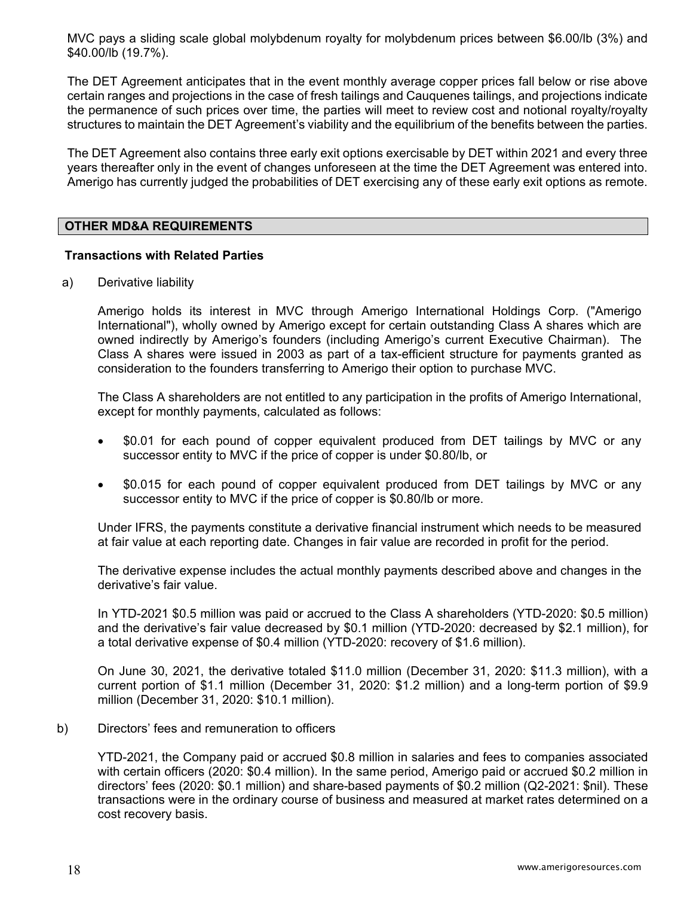MVC pays a sliding scale global molybdenum royalty for molybdenum prices between $6.00/lb (3%) and $40.00/lb (19.7%).

The DET Agreement anticipates that in the event monthly average copper prices fall below or rise above certain ranges and projections in the case of fresh tailings and Cauquenes tailings, and projections indicate the permanence of such prices over time, the parties will meet to review cost and notional royalty/royalty structures to maintain the DET Agreement's viability and the equilibrium of the benefits between the parties.

The DET Agreement also contains three early exit options exercisable by DET within 2021 and every three years thereafter only in the event of changes unforeseen at the time the DET Agreement was entered into. Amerigo has currently judged the probabilities of DET exercising any of these early exit options as remote.

## OTHER MD&A REQUIREMENTS

### Transactions with Related Parties

a) Derivative liability

Amerigo holds its interest in MVC through Amerigo International Holdings Corp. ("Amerigo International"), wholly owned by Amerigo except for certain outstanding Class A shares which are owned indirectly by Amerigo's founders (including Amerigo's current Executive Chairman). The Class A shares were issued in 2003 as part of a tax-efficient structure for payments granted as consideration to the founders transferring to Amerigo their option to purchase MVC.

The Class A shareholders are not entitled to any participation in the profits of Amerigo International, except for monthly payments, calculated as follows:

- $0.01 for each pound of copper equivalent produced from DET tailings by MVC or any successor entity to MVC if the price of copper is under $0.80/lb, or
- $0.015 for each pound of copper equivalent produced from DET tailings by MVC or any successor entity to MVC if the price of copper is $0.80/lb or more.

Under IFRS, the payments constitute a derivative financial instrument which needs to be measured at fair value at each reporting date. Changes in fair value are recorded in profit for the period.

The derivative expense includes the actual monthly payments described above and changes in the derivative's fair value.

In YTD-2021 $0.5 million was paid or accrued to the Class A shareholders (YTD-2020: $0.5 million) and the derivative's fair value decreased by $0.1 million (YTD-2020: decreased by $2.1 million), for a total derivative expense of $0.4 million (YTD-2020: recovery of $1.6 million).

On June 30, 2021, the derivative totaled $11.0 million (December 31, 2020: $11.3 million), with a current portion of $1.1 million (December 31, 2020: $1.2 million) and a long-term portion of $9.9 million (December 31, 2020: $10.1 million).

b) Directors' fees and remuneration to officers

YTD-2021, the Company paid or accrued $0.8 million in salaries and fees to companies associated with certain officers (2020: $0.4 million). In the same period, Amerigo paid or accrued $0.2 million in directors' fees (2020: $0.1 million) and share-based payments of $0.2 million (Q2-2021: $nil). These transactions were in the ordinary course of business and measured at market rates determined on a cost recovery basis.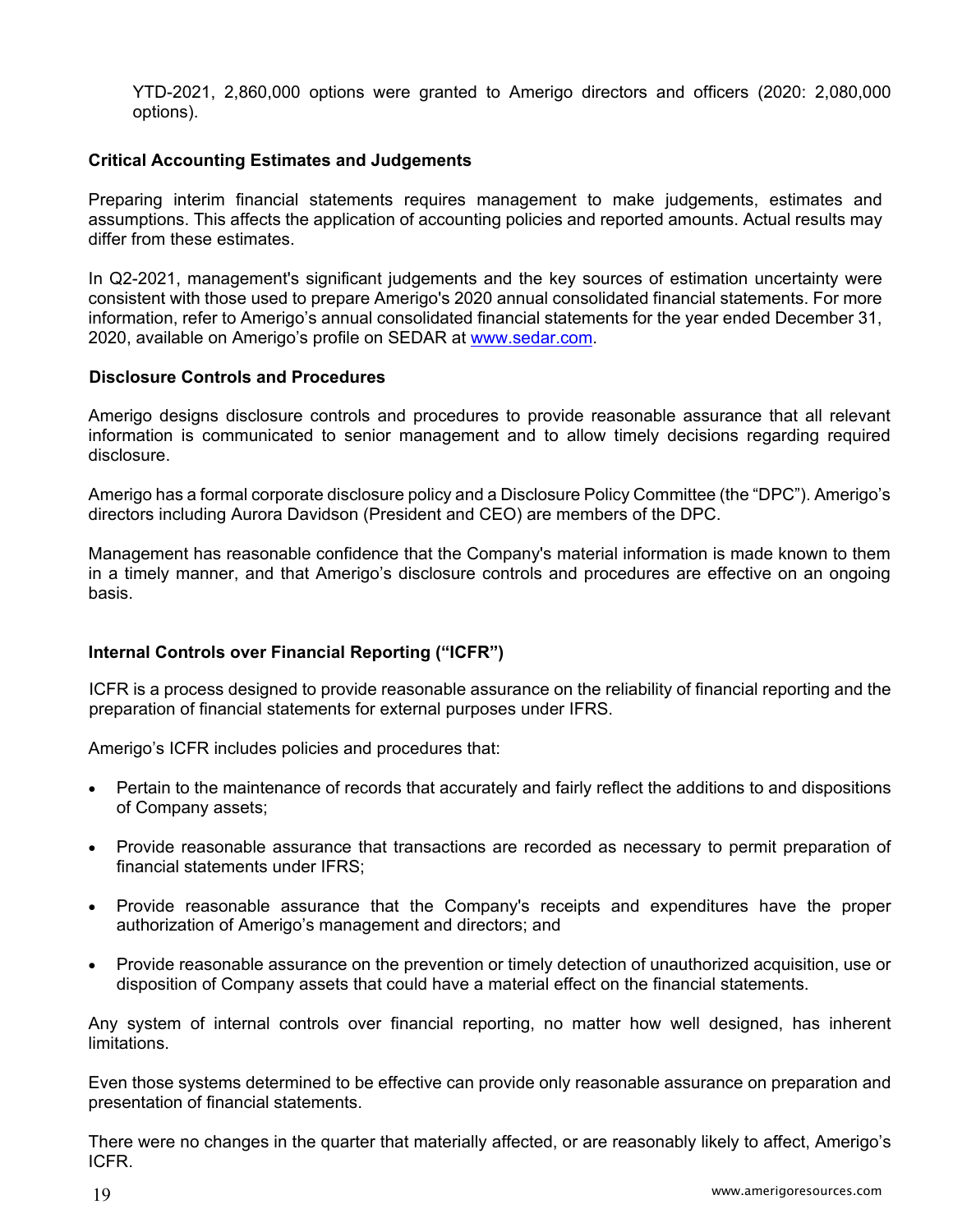YTD-2021, 2,860,000 options were granted to Amerigo directors and officers (2020: 2,080,000 options).

### Critical Accounting Estimates and Judgements

Preparing interim financial statements requires management to make judgements, estimates and assumptions. This affects the application of accounting policies and reported amounts. Actual results may differ from these estimates.

In Q2-2021, management's significant judgements and the key sources of estimation uncertainty were consistent with those used to prepare Amerigo's 2020 annual consolidated financial statements. For more information, refer to Amerigo's annual consolidated financial statements for the year ended December 31, 2020, available on Amerigo's profile on SEDAR at www.sedar.com.

### Disclosure Controls and Procedures

Amerigo designs disclosure controls and procedures to provide reasonable assurance that all relevant information is communicated to senior management and to allow timely decisions regarding required disclosure.

Amerigo has a formal corporate disclosure policy and a Disclosure Policy Committee (the "DPC"). Amerigo's directors including Aurora Davidson (President and CEO) are members of the DPC.

Management has reasonable confidence that the Company's material information is made known to them in a timely manner, and that Amerigo's disclosure controls and procedures are effective on an ongoing basis.

### Internal Controls over Financial Reporting ("ICFR")

ICFR is a process designed to provide reasonable assurance on the reliability of financial reporting and the preparation of financial statements for external purposes under IFRS.

Amerigo's ICFR includes policies and procedures that:

- Pertain to the maintenance of records that accurately and fairly reflect the additions to and dispositions of Company assets;
- Provide reasonable assurance that transactions are recorded as necessary to permit preparation of financial statements under IFRS;
- Provide reasonable assurance that the Company's receipts and expenditures have the proper authorization of Amerigo's management and directors; and
- Provide reasonable assurance on the prevention or timely detection of unauthorized acquisition, use or disposition of Company assets that could have a material effect on the financial statements.

Any system of internal controls over financial reporting, no matter how well designed, has inherent limitations.

Even those systems determined to be effective can provide only reasonable assurance on preparation and presentation of financial statements.

There were no changes in the quarter that materially affected, or are reasonably likely to affect, Amerigo's ICFR.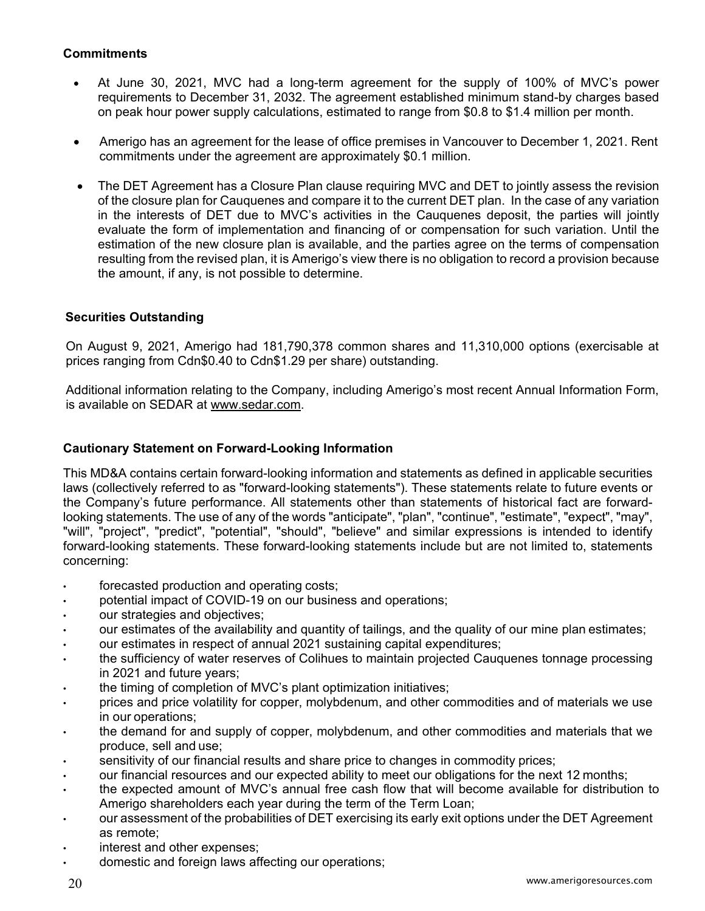### Commitments

- At June 30, 2021, MVC had a long-term agreement for the supply of 100% of MVC's power requirements to December 31, 2032. The agreement established minimum stand-by charges based on peak hour power supply calculations, estimated to range from $0.8 to $1.4 million per month.
- Amerigo has an agreement for the lease of office premises in Vancouver to December 1, 2021. Rent commitments under the agreement are approximately $0.1 million.
- The DET Agreement has a Closure Plan clause requiring MVC and DET to jointly assess the revision of the closure plan for Cauquenes and compare it to the current DET plan. In the case of any variation in the interests of DET due to MVC's activities in the Cauquenes deposit, the parties will jointly evaluate the form of implementation and financing of or compensation for such variation. Until the estimation of the new closure plan is available, and the parties agree on the terms of compensation resulting from the revised plan, it is Amerigo's view there is no obligation to record a provision because the amount, if any, is not possible to determine.

### Securities Outstanding

On August 9, 2021, Amerigo had 181,790,378 common shares and 11,310,000 options (exercisable at prices ranging from Cdn$0.40 to Cdn$1.29 per share) outstanding.

Additional information relating to the Company, including Amerigo's most recent Annual Information Form, is available on SEDAR at www.sedar.com.

### Cautionary Statement on Forward-Looking Information

This MD&A contains certain forward-looking information and statements as defined in applicable securities laws (collectively referred to as "forward-looking statements"). These statements relate to future events or the Company's future performance. All statements other than statements of historical fact are forward-looking statements. The use of any of the words "anticipate", "plan", "continue", "estimate", "expect", "may", "will", "project", "predict", "potential", "should", "believe" and similar expressions is intended to identify forward-looking statements. These forward-looking statements include but are not limited to, statements concerning:

- forecasted production and operating costs;
- potential impact of COVID-19 on our business and operations;
- our strategies and objectives;
- our estimates of the availability and quantity of tailings, and the quality of our mine plan estimates;
- our estimates in respect of annual 2021 sustaining capital expenditures;
- the sufficiency of water reserves of Colihues to maintain projected Cauquenes tonnage processing in 2021 and future years;
- the timing of completion of MVC's plant optimization initiatives;
- prices and price volatility for copper, molybdenum, and other commodities and of materials we use in our operations;
- the demand for and supply of copper, molybdenum, and other commodities and materials that we produce, sell and use;
- sensitivity of our financial results and share price to changes in commodity prices;
- our financial resources and our expected ability to meet our obligations for the next 12 months;
- the expected amount of MVC's annual free cash flow that will become available for distribution to Amerigo shareholders each year during the term of the Term Loan;
- our assessment of the probabilities of DET exercising its early exit options under the DET Agreement as remote;
- interest and other expenses;
- domestic and foreign laws affecting our operations;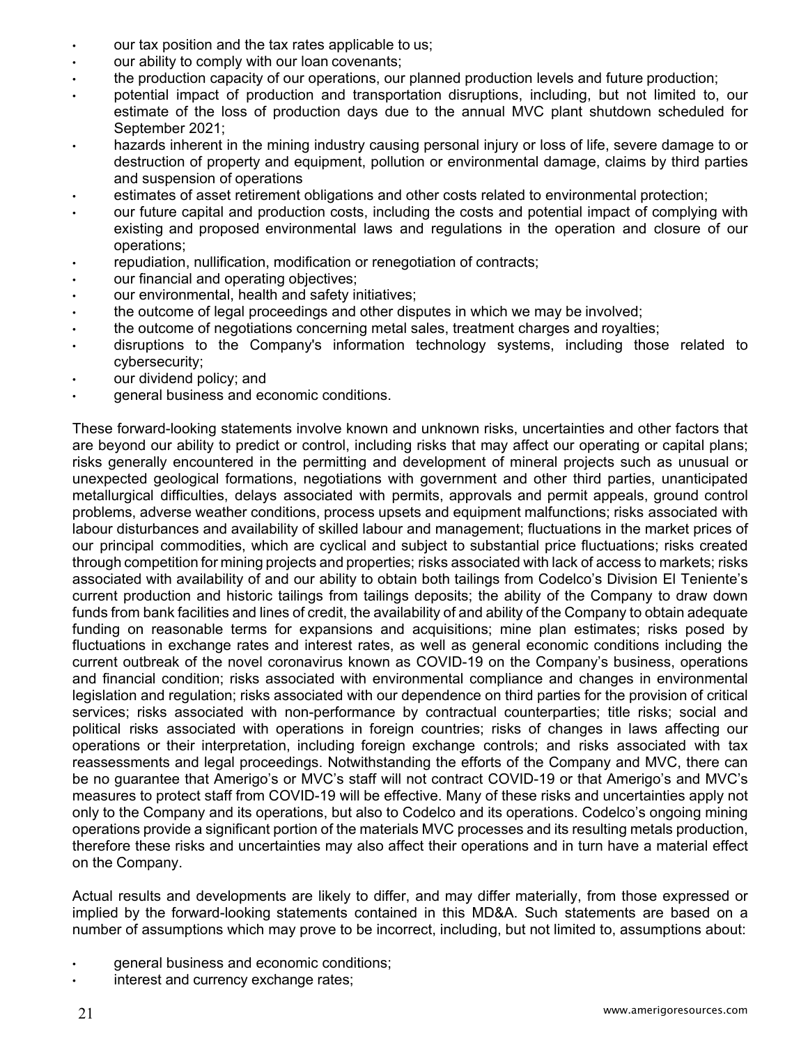- our tax position and the tax rates applicable to us;
- our ability to comply with our loan covenants;
- the production capacity of our operations, our planned production levels and future production;
- potential impact of production and transportation disruptions, including, but not limited to, our estimate of the loss of production days due to the annual MVC plant shutdown scheduled for September 2021;
- hazards inherent in the mining industry causing personal injury or loss of life, severe damage to or destruction of property and equipment, pollution or environmental damage, claims by third parties and suspension of operations
- estimates of asset retirement obligations and other costs related to environmental protection;
- our future capital and production costs, including the costs and potential impact of complying with existing and proposed environmental laws and regulations in the operation and closure of our operations;
- repudiation, nullification, modification or renegotiation of contracts;
- our financial and operating objectives;
- our environmental, health and safety initiatives;
- the outcome of legal proceedings and other disputes in which we may be involved;
- the outcome of negotiations concerning metal sales, treatment charges and royalties;
- disruptions to the Company's information technology systems, including those related to cybersecurity;
- our dividend policy; and
- general business and economic conditions.

These forward-looking statements involve known and unknown risks, uncertainties and other factors that are beyond our ability to predict or control, including risks that may affect our operating or capital plans; risks generally encountered in the permitting and development of mineral projects such as unusual or unexpected geological formations, negotiations with government and other third parties, unanticipated metallurgical difficulties, delays associated with permits, approvals and permit appeals, ground control problems, adverse weather conditions, process upsets and equipment malfunctions; risks associated with labour disturbances and availability of skilled labour and management; fluctuations in the market prices of our principal commodities, which are cyclical and subject to substantial price fluctuations; risks created through competition for mining projects and properties; risks associated with lack of access to markets; risks associated with availability of and our ability to obtain both tailings from Codelco's Division El Teniente's current production and historic tailings from tailings deposits; the ability of the Company to draw down funds from bank facilities and lines of credit, the availability of and ability of the Company to obtain adequate funding on reasonable terms for expansions and acquisitions; mine plan estimates; risks posed by fluctuations in exchange rates and interest rates, as well as general economic conditions including the current outbreak of the novel coronavirus known as COVID-19 on the Company's business, operations and financial condition; risks associated with environmental compliance and changes in environmental legislation and regulation; risks associated with our dependence on third parties for the provision of critical services; risks associated with non-performance by contractual counterparties; title risks; social and political risks associated with operations in foreign countries; risks of changes in laws affecting our operations or their interpretation, including foreign exchange controls; and risks associated with tax reassessments and legal proceedings. Notwithstanding the efforts of the Company and MVC, there can be no guarantee that Amerigo's or MVC's staff will not contract COVID-19 or that Amerigo's and MVC's measures to protect staff from COVID-19 will be effective. Many of these risks and uncertainties apply not only to the Company and its operations, but also to Codelco and its operations. Codelco's ongoing mining operations provide a significant portion of the materials MVC processes and its resulting metals production, therefore these risks and uncertainties may also affect their operations and in turn have a material effect on the Company.

Actual results and developments are likely to differ, and may differ materially, from those expressed or implied by the forward-looking statements contained in this MD&A. Such statements are based on a number of assumptions which may prove to be incorrect, including, but not limited to, assumptions about:

- general business and economic conditions;
- interest and currency exchange rates;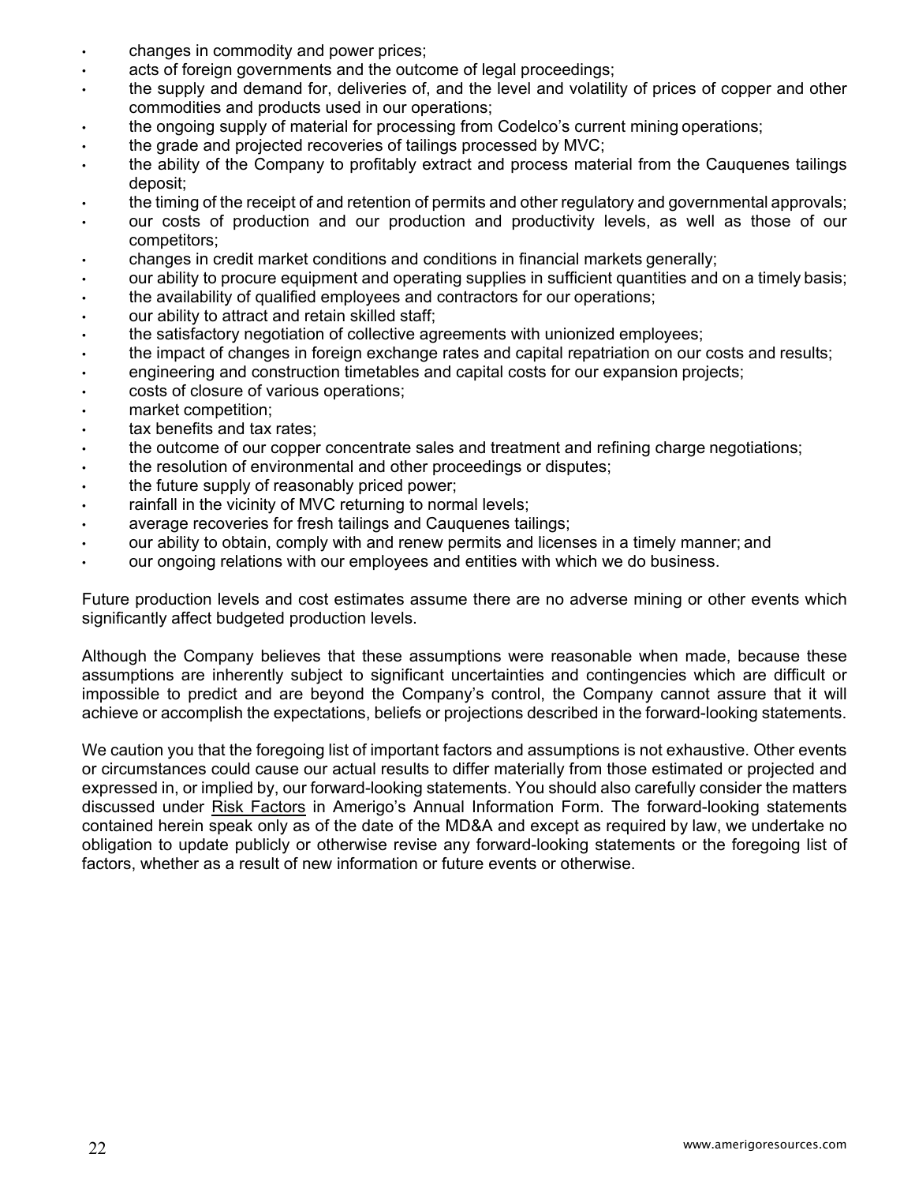- changes in commodity and power prices;
- acts of foreign governments and the outcome of legal proceedings;
- the supply and demand for, deliveries of, and the level and volatility of prices of copper and other commodities and products used in our operations;
- the ongoing supply of material for processing from Codelco's current mining operations;
- the grade and projected recoveries of tailings processed by MVC;
- the ability of the Company to profitably extract and process material from the Cauquenes tailings deposit;
- the timing of the receipt of and retention of permits and other regulatory and governmental approvals;
- our costs of production and our production and productivity levels, as well as those of our competitors;
- changes in credit market conditions and conditions in financial markets generally;
- our ability to procure equipment and operating supplies in sufficient quantities and on a timely basis;
- the availability of qualified employees and contractors for our operations;
- our ability to attract and retain skilled staff;
- the satisfactory negotiation of collective agreements with unionized employees;
- the impact of changes in foreign exchange rates and capital repatriation on our costs and results;
- engineering and construction timetables and capital costs for our expansion projects;
- costs of closure of various operations;
- market competition;
- tax benefits and tax rates;
- the outcome of our copper concentrate sales and treatment and refining charge negotiations;
- the resolution of environmental and other proceedings or disputes;
- the future supply of reasonably priced power;
- rainfall in the vicinity of MVC returning to normal levels;
- average recoveries for fresh tailings and Cauquenes tailings;
- our ability to obtain, comply with and renew permits and licenses in a timely manner; and
- our ongoing relations with our employees and entities with which we do business.

Future production levels and cost estimates assume there are no adverse mining or other events which significantly affect budgeted production levels.

Although the Company believes that these assumptions were reasonable when made, because these assumptions are inherently subject to significant uncertainties and contingencies which are difficult or impossible to predict and are beyond the Company's control, the Company cannot assure that it will achieve or accomplish the expectations, beliefs or projections described in the forward-looking statements.

We caution you that the foregoing list of important factors and assumptions is not exhaustive. Other events or circumstances could cause our actual results to differ materially from those estimated or projected and expressed in, or implied by, our forward-looking statements. You should also carefully consider the matters discussed under Risk Factors in Amerigo's Annual Information Form. The forward-looking statements contained herein speak only as of the date of the MD&A and except as required by law, we undertake no obligation to update publicly or otherwise revise any forward-looking statements or the foregoing list of factors, whether as a result of new information or future events or otherwise.